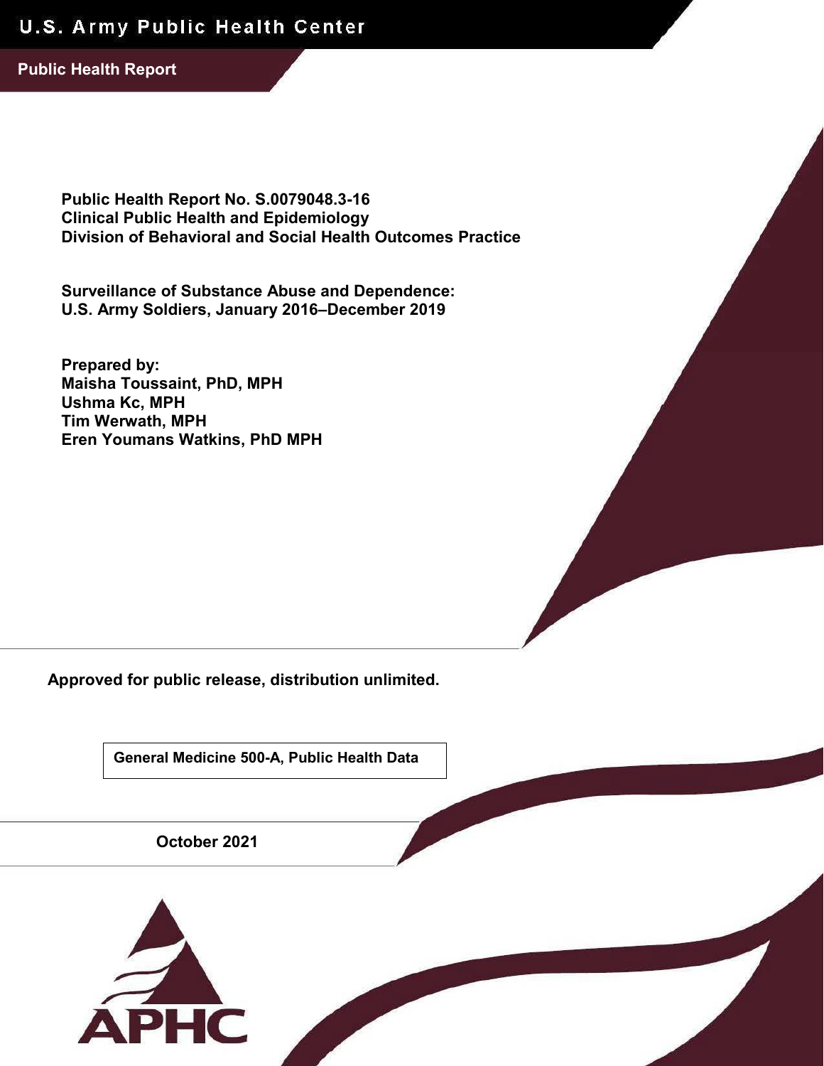U.S. Army Public Health Center

**Public Health Report**

**Public Health Report No. S.0079048.3-16**
**Clinical Public Health and Epidemiology**
**Division of Behavioral and Social Health Outcomes Practice**

# Surveillance of Substance Abuse and Dependence: U.S. Army Soldiers, January 2016–December 2019

**Prepared by:**
**Maisha Toussaint, PhD, MPH**
**Ushma Kc, MPH**
**Tim Werwath, MPH**
**Eren Youmans Watkins, PhD MPH**

**Approved for public release, distribution unlimited.**

**General Medicine 500-A, Public Health Data**

**October 2021**

APHC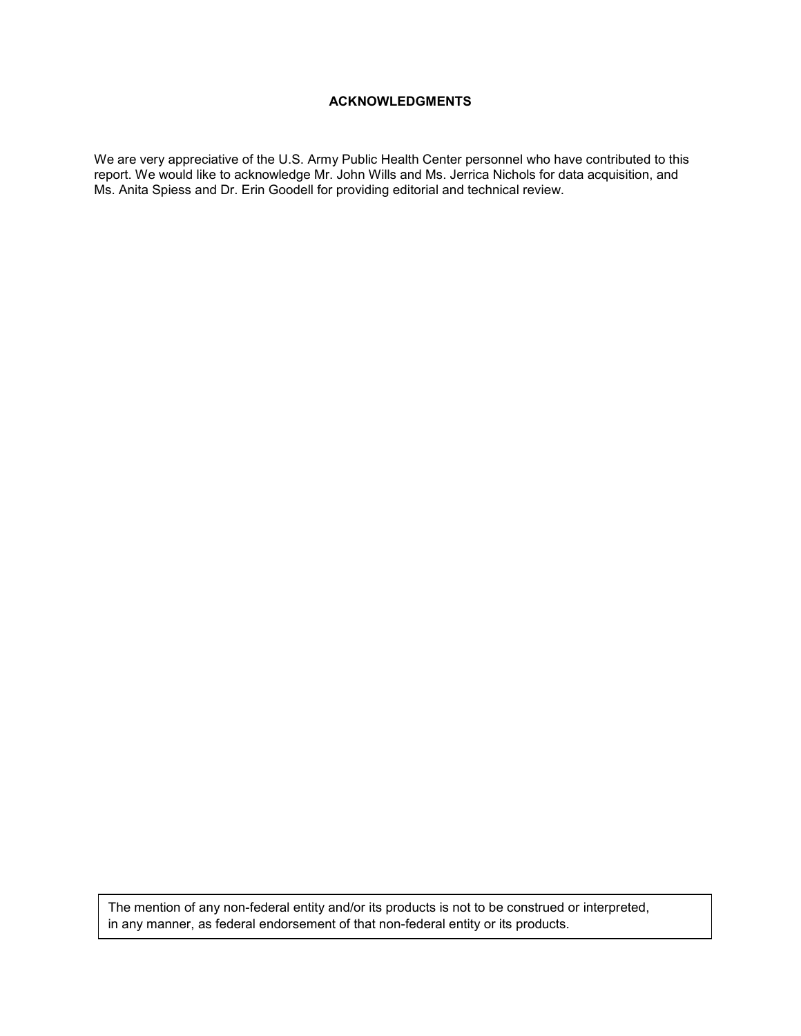## ACKNOWLEDGMENTS

We are very appreciative of the U.S. Army Public Health Center personnel who have contributed to this report. We would like to acknowledge Mr. John Wills and Ms. Jerrica Nichols for data acquisition, and Ms. Anita Spiess and Dr. Erin Goodell for providing editorial and technical review.

The mention of any non-federal entity and/or its products is not to be construed or interpreted, in any manner, as federal endorsement of that non-federal entity or its products.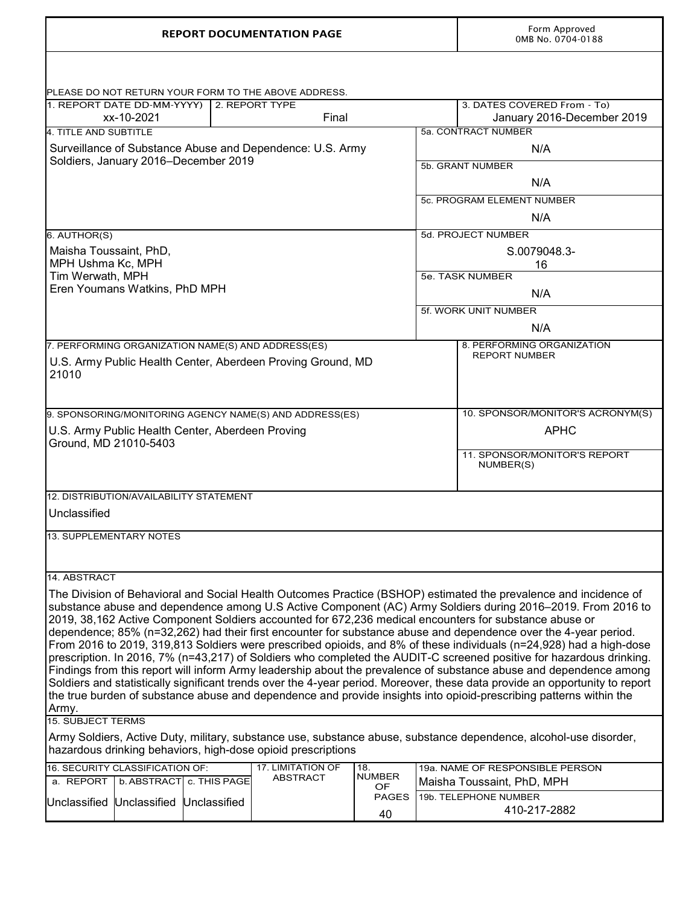# REPORT DOCUMENTATION PAGE

Form Approved
OMB No. 0704-0188

PLEASE DO NOT RETURN YOUR FORM TO THE ABOVE ADDRESS.

| 1. REPORT DATE DD-MM-YYYY) | 2. REPORT TYPE | 3. DATES COVERED From - To) |
|---|---|---|
| xx-10-2021 | Final | January 2016-December 2019 |

**4. TITLE AND SUBTITLE**

Surveillance of Substance Abuse and Dependence: U.S. Army Soldiers, January 2016–December 2019

**5a. CONTRACT NUMBER**

N/A

**5b. GRANT NUMBER**

N/A

**5c. PROGRAM ELEMENT NUMBER**

N/A

**6. AUTHOR(S)**

Maisha Toussaint, PhD,
MPH Ushma Kc, MPH
Tim Werwath, MPH
Eren Youmans Watkins, PhD MPH

**5d. PROJECT NUMBER**

S.0079048.3-16

**5e. TASK NUMBER**

N/A

**5f. WORK UNIT NUMBER**

N/A

**7. PERFORMING ORGANIZATION NAME(S) AND ADDRESS(ES)**

U.S. Army Public Health Center, Aberdeen Proving Ground, MD 21010

**8. PERFORMING ORGANIZATION REPORT NUMBER**

**9. SPONSORING/MONITORING AGENCY NAME(S) AND ADDRESS(ES)**

U.S. Army Public Health Center, Aberdeen Proving Ground, MD 21010-5403

**10. SPONSOR/MONITOR'S ACRONYM(S)**

APHC

**11. SPONSOR/MONITOR'S REPORT NUMBER(S)**

**12. DISTRIBUTION/AVAILABILITY STATEMENT**

Unclassified

**13. SUPPLEMENTARY NOTES**

**14. ABSTRACT**

The Division of Behavioral and Social Health Outcomes Practice (BSHOP) estimated the prevalence and incidence of substance abuse and dependence among U.S Active Component (AC) Army Soldiers during 2016–2019. From 2016 to 2019, 38,162 Active Component Soldiers accounted for 672,236 medical encounters for substance abuse or dependence; 85% (n=32,262) had their first encounter for substance abuse and dependence over the 4-year period. From 2016 to 2019, 319,813 Soldiers were prescribed opioids, and 8% of these individuals (n=24,928) had a high-dose prescription. In 2016, 7% (n=43,217) of Soldiers who completed the AUDIT-C screened positive for hazardous drinking. Findings from this report will inform Army leadership about the prevalence of substance abuse and dependence among Soldiers and statistically significant trends over the 4-year period. Moreover, these data provide an opportunity to report the true burden of substance abuse and dependence and provide insights into opioid-prescribing patterns within the Army.

**15. SUBJECT TERMS**

Army Soldiers, Active Duty, military, substance use, substance abuse, substance dependence, alcohol-use disorder, hazardous drinking behaviors, high-dose opioid prescriptions

| 16. SECURITY CLASSIFICATION OF: | | | 17. LIMITATION OF ABSTRACT | 18. NUMBER OF PAGES | 19a. NAME OF RESPONSIBLE PERSON |
|---|---|---|---|---|---|
| a. REPORT | b. ABSTRACT | c. THIS PAGE | | | Maisha Toussaint, PhD, MPH |
| Unclassified | Unclassified | Unclassified | | 40 | 19b. TELEPHONE NUMBER 410-217-2882 |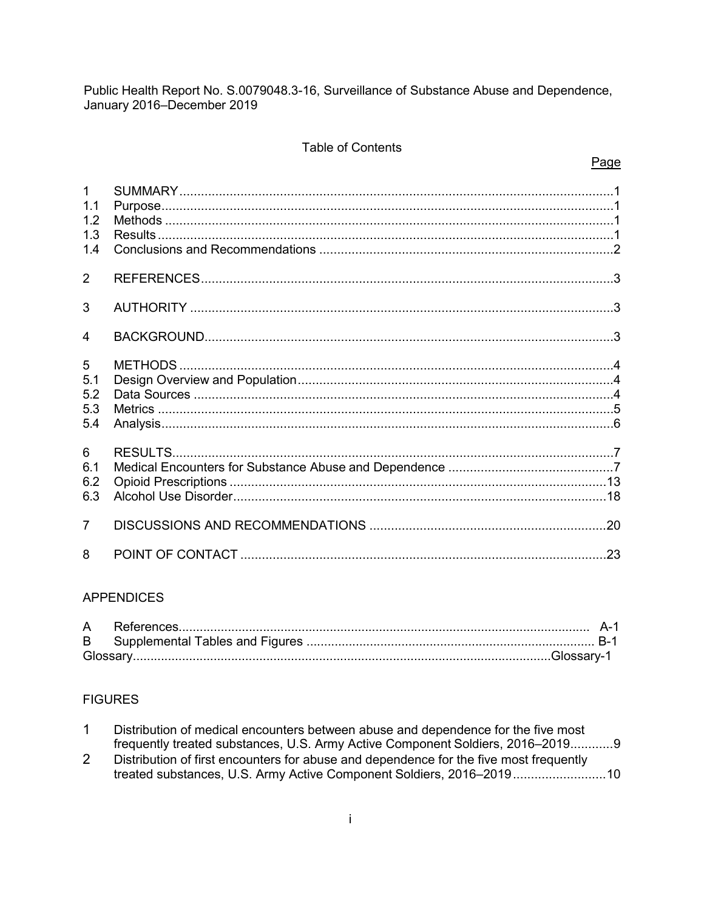Public Health Report No. S.0079048.3-16, Surveillance of Substance Abuse and Dependence, January 2016–December 2019

## Table of Contents

| | | Page |
|---|---|---|
| 1 | SUMMARY | 1 |
| 1.1 | Purpose | 1 |
| 1.2 | Methods | 1 |
| 1.3 | Results | 1 |
| 1.4 | Conclusions and Recommendations | 2 |
| 2 | REFERENCES | 3 |
| 3 | AUTHORITY | 3 |
| 4 | BACKGROUND | 3 |
| 5 | METHODS | 4 |
| 5.1 | Design Overview and Population | 4 |
| 5.2 | Data Sources | 4 |
| 5.3 | Metrics | 5 |
| 5.4 | Analysis | 6 |
| 6 | RESULTS | 7 |
| 6.1 | Medical Encounters for Substance Abuse and Dependence | 7 |
| 6.2 | Opioid Prescriptions | 13 |
| 6.3 | Alcohol Use Disorder | 18 |
| 7 | DISCUSSIONS AND RECOMMENDATIONS | 20 |
| 8 | POINT OF CONTACT | 23 |

### APPENDICES

| | | |
|---|---|---|
| A | References | A-1 |
| B | Supplemental Tables and Figures | B-1 |
| Glossary | | Glossary-1 |

### FIGURES

| | | |
|---|---|---|
| 1 | Distribution of medical encounters between abuse and dependence for the five most frequently treated substances, U.S. Army Active Component Soldiers, 2016–2019 | 9 |
| 2 | Distribution of first encounters for abuse and dependence for the five most frequently treated substances, U.S. Army Active Component Soldiers, 2016–2019 | 10 |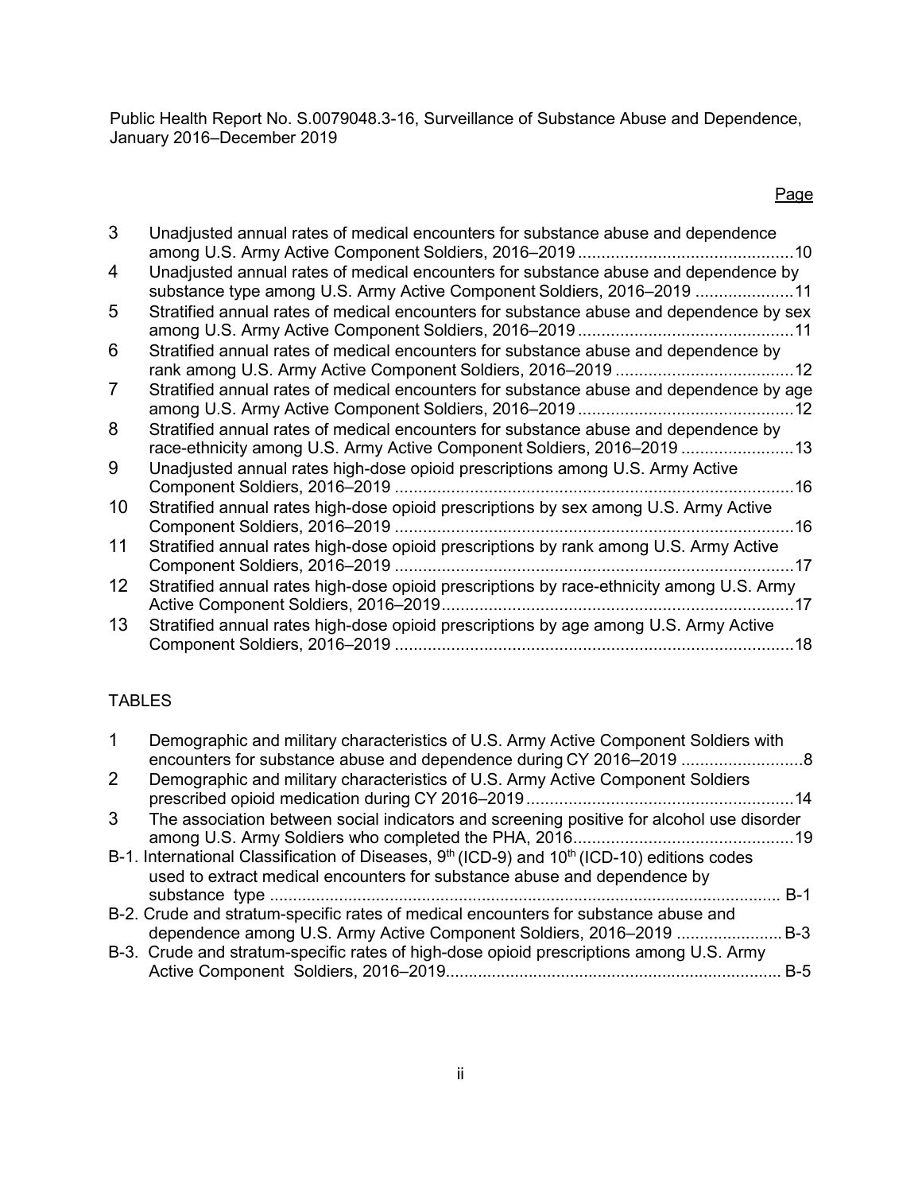Public Health Report No. S.0079048.3-16, Surveillance of Substance Abuse and Dependence, January 2016–December 2019

| | | Page |
|---|---|---|
| 3 | Unadjusted annual rates of medical encounters for substance abuse and dependence among U.S. Army Active Component Soldiers, 2016–2019 | 10 |
| 4 | Unadjusted annual rates of medical encounters for substance abuse and dependence by substance type among U.S. Army Active Component Soldiers, 2016–2019 | 11 |
| 5 | Stratified annual rates of medical encounters for substance abuse and dependence by sex among U.S. Army Active Component Soldiers, 2016–2019 | 11 |
| 6 | Stratified annual rates of medical encounters for substance abuse and dependence by rank among U.S. Army Active Component Soldiers, 2016–2019 | 12 |
| 7 | Stratified annual rates of medical encounters for substance abuse and dependence by age among U.S. Army Active Component Soldiers, 2016–2019 | 12 |
| 8 | Stratified annual rates of medical encounters for substance abuse and dependence by race-ethnicity among U.S. Army Active Component Soldiers, 2016–2019 | 13 |
| 9 | Unadjusted annual rates high-dose opioid prescriptions among U.S. Army Active Component Soldiers, 2016–2019 | 16 |
| 10 | Stratified annual rates high-dose opioid prescriptions by sex among U.S. Army Active Component Soldiers, 2016–2019 | 16 |
| 11 | Stratified annual rates high-dose opioid prescriptions by rank among U.S. Army Active Component Soldiers, 2016–2019 | 17 |
| 12 | Stratified annual rates high-dose opioid prescriptions by race-ethnicity among U.S. Army Active Component Soldiers, 2016–2019 | 17 |
| 13 | Stratified annual rates high-dose opioid prescriptions by age among U.S. Army Active Component Soldiers, 2016–2019 | 18 |

TABLES

| | | |
|---|---|---|
| 1 | Demographic and military characteristics of U.S. Army Active Component Soldiers with encounters for substance abuse and dependence during CY 2016–2019 | 8 |
| 2 | Demographic and military characteristics of U.S. Army Active Component Soldiers prescribed opioid medication during CY 2016–2019 | 14 |
| 3 | The association between social indicators and screening positive for alcohol use disorder among U.S. Army Soldiers who completed the PHA, 2016 | 19 |
| B-1. | International Classification of Diseases, 9th (ICD-9) and 10th (ICD-10) editions codes used to extract medical encounters for substance abuse and dependence by substance type | B-1 |
| B-2. | Crude and stratum-specific rates of medical encounters for substance abuse and dependence among U.S. Army Active Component Soldiers, 2016–2019 | B-3 |
| B-3. | Crude and stratum-specific rates of high-dose opioid prescriptions among U.S. Army Active Component Soldiers, 2016–2019 | B-5 |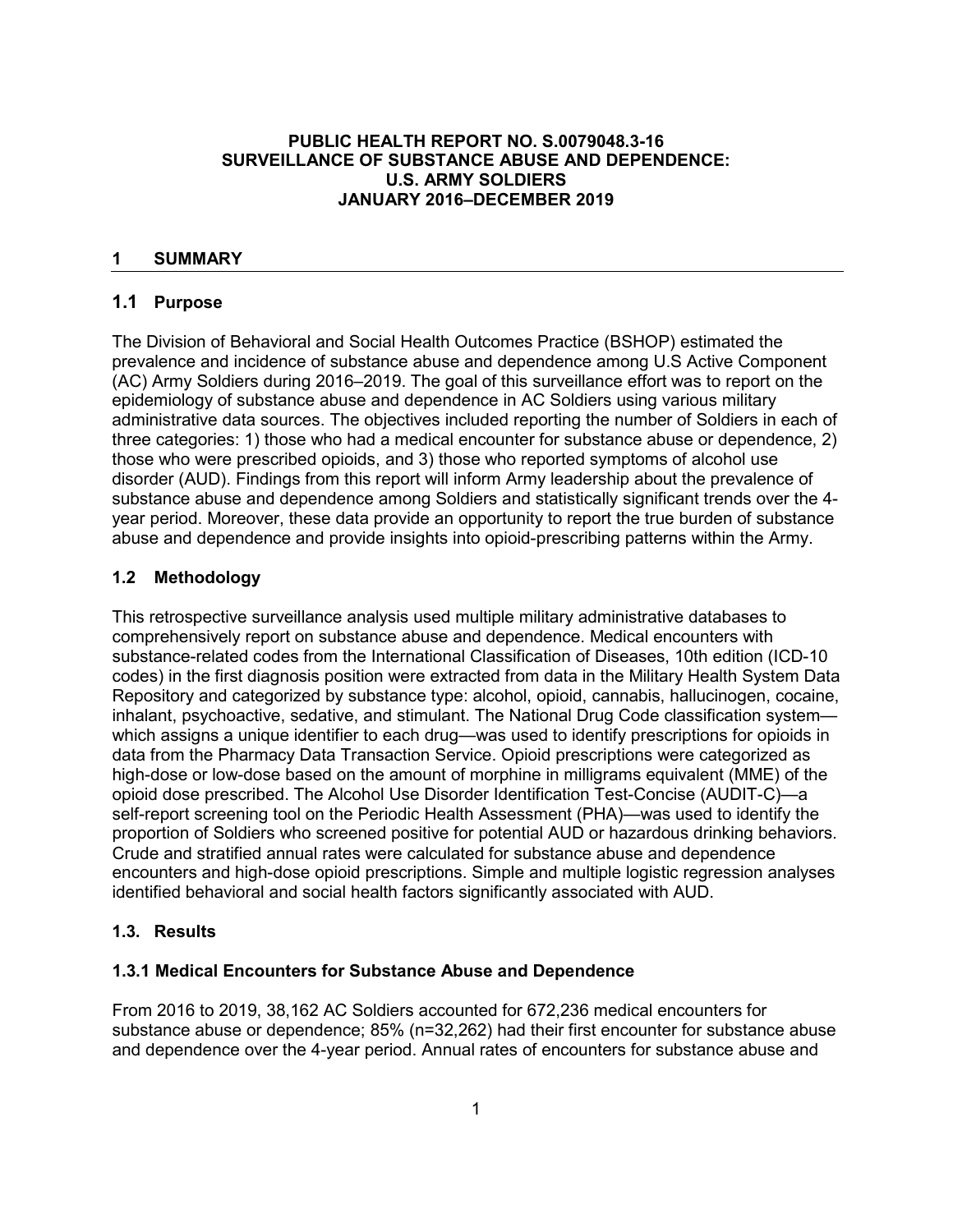**PUBLIC HEALTH REPORT NO. S.0079048.3-16**
**SURVEILLANCE OF SUBSTANCE ABUSE AND DEPENDENCE:**
**U.S. ARMY SOLDIERS**
**JANUARY 2016–DECEMBER 2019**

# 1 SUMMARY

## 1.1 Purpose

The Division of Behavioral and Social Health Outcomes Practice (BSHOP) estimated the prevalence and incidence of substance abuse and dependence among U.S Active Component (AC) Army Soldiers during 2016–2019. The goal of this surveillance effort was to report on the epidemiology of substance abuse and dependence in AC Soldiers using various military administrative data sources. The objectives included reporting the number of Soldiers in each of three categories: 1) those who had a medical encounter for substance abuse or dependence, 2) those who were prescribed opioids, and 3) those who reported symptoms of alcohol use disorder (AUD). Findings from this report will inform Army leadership about the prevalence of substance abuse and dependence among Soldiers and statistically significant trends over the 4-year period. Moreover, these data provide an opportunity to report the true burden of substance abuse and dependence and provide insights into opioid-prescribing patterns within the Army.

## 1.2 Methodology

This retrospective surveillance analysis used multiple military administrative databases to comprehensively report on substance abuse and dependence. Medical encounters with substance-related codes from the International Classification of Diseases, 10th edition (ICD-10 codes) in the first diagnosis position were extracted from data in the Military Health System Data Repository and categorized by substance type: alcohol, opioid, cannabis, hallucinogen, cocaine, inhalant, psychoactive, sedative, and stimulant. The National Drug Code classification system—which assigns a unique identifier to each drug—was used to identify prescriptions for opioids in data from the Pharmacy Data Transaction Service. Opioid prescriptions were categorized as high-dose or low-dose based on the amount of morphine in milligrams equivalent (MME) of the opioid dose prescribed. The Alcohol Use Disorder Identification Test-Concise (AUDIT-C)—a self-report screening tool on the Periodic Health Assessment (PHA)—was used to identify the proportion of Soldiers who screened positive for potential AUD or hazardous drinking behaviors. Crude and stratified annual rates were calculated for substance abuse and dependence encounters and high-dose opioid prescriptions. Simple and multiple logistic regression analyses identified behavioral and social health factors significantly associated with AUD.

## 1.3. Results

### 1.3.1 Medical Encounters for Substance Abuse and Dependence

From 2016 to 2019, 38,162 AC Soldiers accounted for 672,236 medical encounters for substance abuse or dependence; 85% (n=32,262) had their first encounter for substance abuse and dependence over the 4-year period. Annual rates of encounters for substance abuse and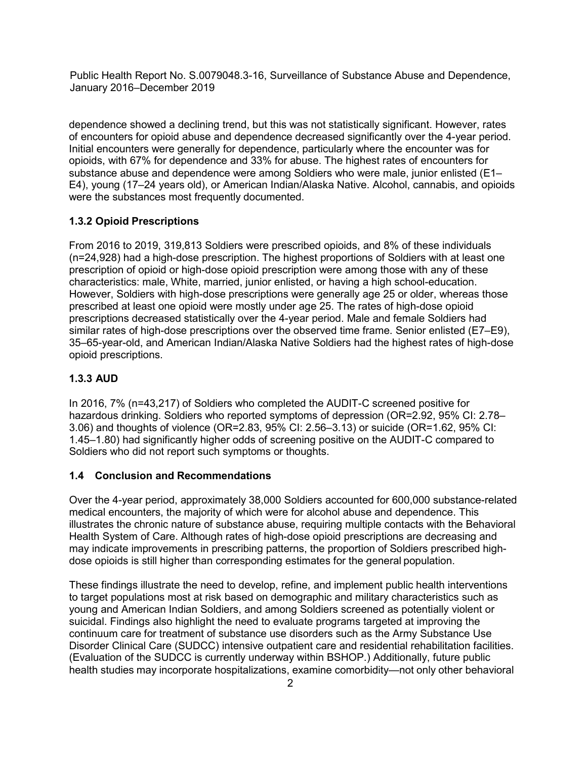dependence showed a declining trend, but this was not statistically significant. However, rates of encounters for opioid abuse and dependence decreased significantly over the 4-year period. Initial encounters were generally for dependence, particularly where the encounter was for opioids, with 67% for dependence and 33% for abuse. The highest rates of encounters for substance abuse and dependence were among Soldiers who were male, junior enlisted (E1–E4), young (17–24 years old), or American Indian/Alaska Native. Alcohol, cannabis, and opioids were the substances most frequently documented.

### 1.3.2 Opioid Prescriptions

From 2016 to 2019, 319,813 Soldiers were prescribed opioids, and 8% of these individuals (n=24,928) had a high-dose prescription. The highest proportions of Soldiers with at least one prescription of opioid or high-dose opioid prescription were among those with any of these characteristics: male, White, married, junior enlisted, or having a high school-education. However, Soldiers with high-dose prescriptions were generally age 25 or older, whereas those prescribed at least one opioid were mostly under age 25. The rates of high-dose opioid prescriptions decreased statistically over the 4-year period. Male and female Soldiers had similar rates of high-dose prescriptions over the observed time frame. Senior enlisted (E7–E9), 35–65-year-old, and American Indian/Alaska Native Soldiers had the highest rates of high-dose opioid prescriptions.

### 1.3.3 AUD

In 2016, 7% (n=43,217) of Soldiers who completed the AUDIT-C screened positive for hazardous drinking. Soldiers who reported symptoms of depression (OR=2.92, 95% CI: 2.78–3.06) and thoughts of violence (OR=2.83, 95% CI: 2.56–3.13) or suicide (OR=1.62, 95% CI: 1.45–1.80) had significantly higher odds of screening positive on the AUDIT-C compared to Soldiers who did not report such symptoms or thoughts.

## 1.4 Conclusion and Recommendations

Over the 4-year period, approximately 38,000 Soldiers accounted for 600,000 substance-related medical encounters, the majority of which were for alcohol abuse and dependence. This illustrates the chronic nature of substance abuse, requiring multiple contacts with the Behavioral Health System of Care. Although rates of high-dose opioid prescriptions are decreasing and may indicate improvements in prescribing patterns, the proportion of Soldiers prescribed high-dose opioids is still higher than corresponding estimates for the general population.

These findings illustrate the need to develop, refine, and implement public health interventions to target populations most at risk based on demographic and military characteristics such as young and American Indian Soldiers, and among Soldiers screened as potentially violent or suicidal. Findings also highlight the need to evaluate programs targeted at improving the continuum care for treatment of substance use disorders such as the Army Substance Use Disorder Clinical Care (SUDCC) intensive outpatient care and residential rehabilitation facilities. (Evaluation of the SUDCC is currently underway within BSHOP.) Additionally, future public health studies may incorporate hospitalizations, examine comorbidity—not only other behavioral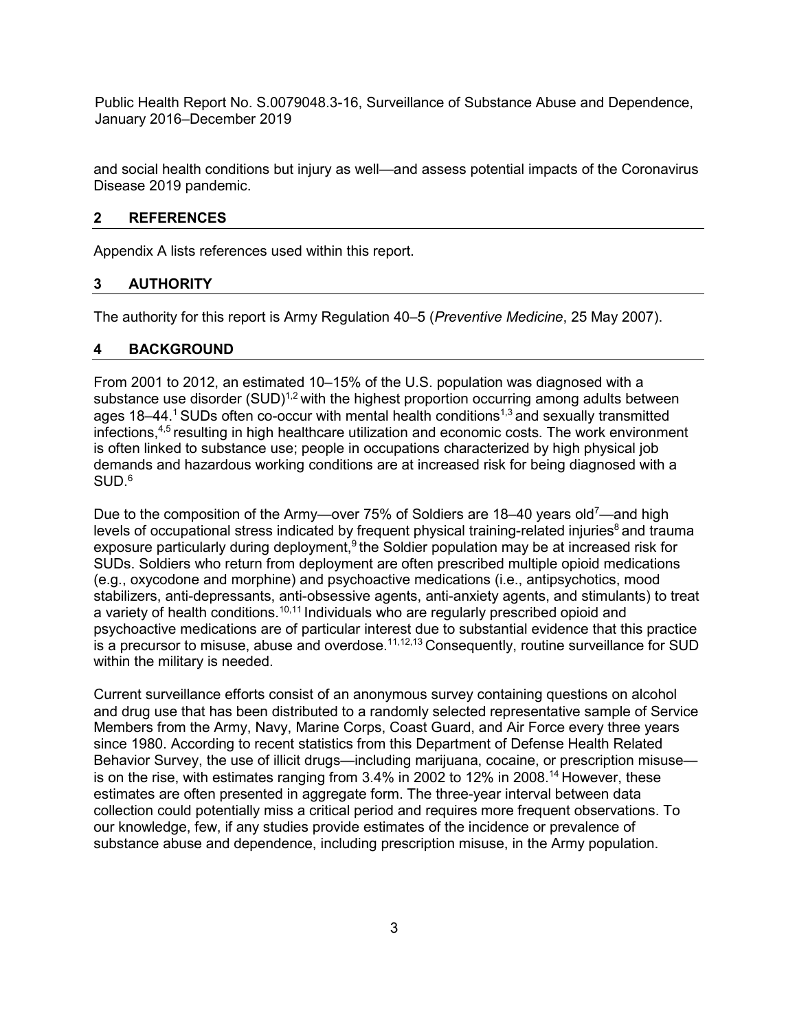and social health conditions but injury as well—and assess potential impacts of the Coronavirus Disease 2019 pandemic.

## 2 REFERENCES

Appendix A lists references used within this report.

## 3 AUTHORITY

The authority for this report is Army Regulation 40–5 (*Preventive Medicine*, 25 May 2007).

## 4 BACKGROUND

From 2001 to 2012, an estimated 10–15% of the U.S. population was diagnosed with a substance use disorder (SUD)[1,2] with the highest proportion occurring among adults between ages 18–44.[1] SUDs often co-occur with mental health conditions[1,3] and sexually transmitted infections,[4,5] resulting in high healthcare utilization and economic costs. The work environment is often linked to substance use; people in occupations characterized by high physical job demands and hazardous working conditions are at increased risk for being diagnosed with a SUD.[6]

Due to the composition of the Army—over 75% of Soldiers are 18–40 years old[7]—and high levels of occupational stress indicated by frequent physical training-related injuries[8] and trauma exposure particularly during deployment,[9] the Soldier population may be at increased risk for SUDs. Soldiers who return from deployment are often prescribed multiple opioid medications (e.g., oxycodone and morphine) and psychoactive medications (i.e., antipsychotics, mood stabilizers, anti-depressants, anti-obsessive agents, anti-anxiety agents, and stimulants) to treat a variety of health conditions.[10,11] Individuals who are regularly prescribed opioid and psychoactive medications are of particular interest due to substantial evidence that this practice is a precursor to misuse, abuse and overdose.[11,12,13] Consequently, routine surveillance for SUD within the military is needed.

Current surveillance efforts consist of an anonymous survey containing questions on alcohol and drug use that has been distributed to a randomly selected representative sample of Service Members from the Army, Navy, Marine Corps, Coast Guard, and Air Force every three years since 1980. According to recent statistics from this Department of Defense Health Related Behavior Survey, the use of illicit drugs—including marijuana, cocaine, or prescription misuse—is on the rise, with estimates ranging from 3.4% in 2002 to 12% in 2008.[14] However, these estimates are often presented in aggregate form. The three-year interval between data collection could potentially miss a critical period and requires more frequent observations. To our knowledge, few, if any studies provide estimates of the incidence or prevalence of substance abuse and dependence, including prescription misuse, in the Army population.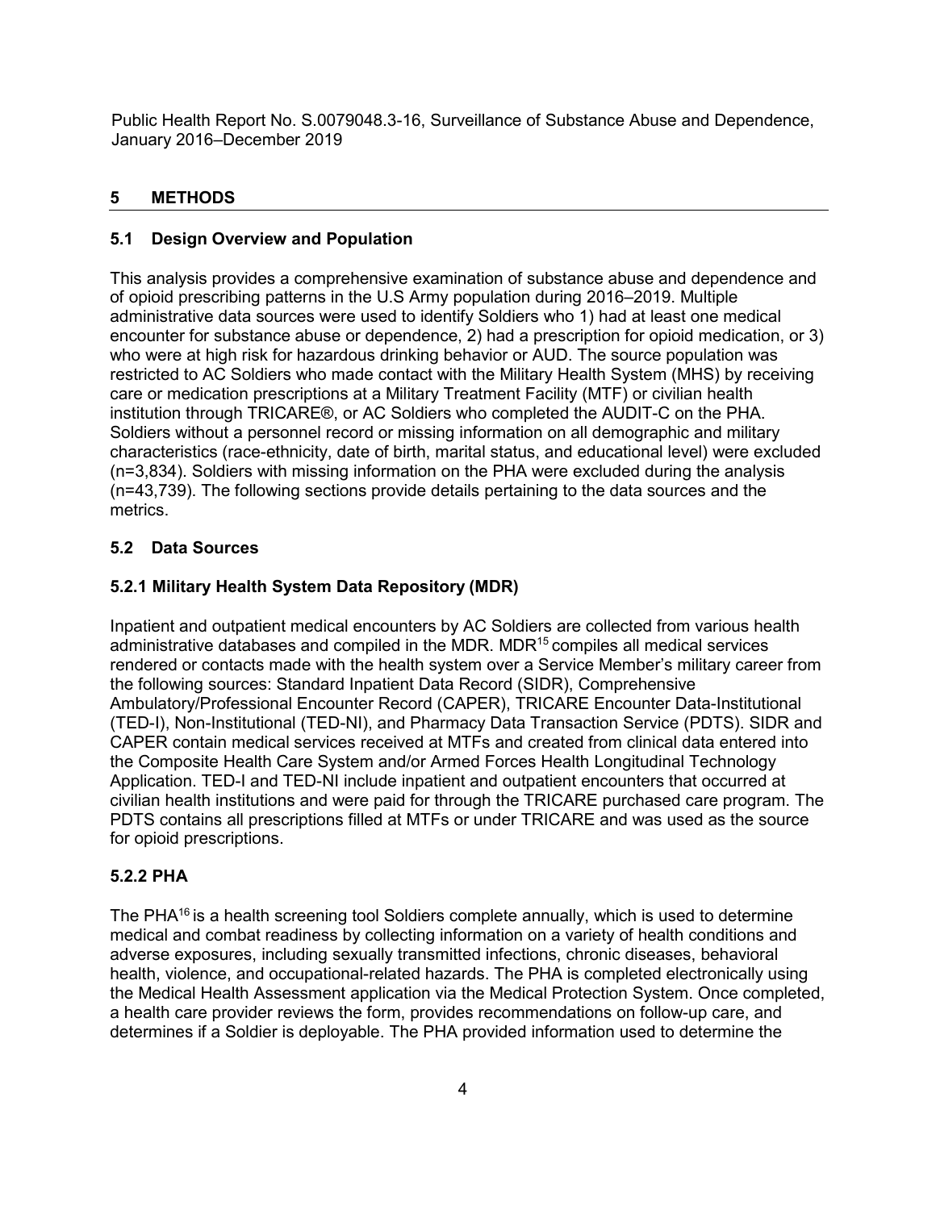## 5 METHODS

### 5.1 Design Overview and Population

This analysis provides a comprehensive examination of substance abuse and dependence and of opioid prescribing patterns in the U.S Army population during 2016–2019. Multiple administrative data sources were used to identify Soldiers who 1) had at least one medical encounter for substance abuse or dependence, 2) had a prescription for opioid medication, or 3) who were at high risk for hazardous drinking behavior or AUD. The source population was restricted to AC Soldiers who made contact with the Military Health System (MHS) by receiving care or medication prescriptions at a Military Treatment Facility (MTF) or civilian health institution through TRICARE®, or AC Soldiers who completed the AUDIT-C on the PHA. Soldiers without a personnel record or missing information on all demographic and military characteristics (race-ethnicity, date of birth, marital status, and educational level) were excluded (n=3,834). Soldiers with missing information on the PHA were excluded during the analysis (n=43,739). The following sections provide details pertaining to the data sources and the metrics.

### 5.2 Data Sources

#### 5.2.1 Military Health System Data Repository (MDR)

Inpatient and outpatient medical encounters by AC Soldiers are collected from various health administrative databases and compiled in the MDR. MDR[15] compiles all medical services rendered or contacts made with the health system over a Service Member's military career from the following sources: Standard Inpatient Data Record (SIDR), Comprehensive Ambulatory/Professional Encounter Record (CAPER), TRICARE Encounter Data-Institutional (TED-I), Non-Institutional (TED-NI), and Pharmacy Data Transaction Service (PDTS). SIDR and CAPER contain medical services received at MTFs and created from clinical data entered into the Composite Health Care System and/or Armed Forces Health Longitudinal Technology Application. TED-I and TED-NI include inpatient and outpatient encounters that occurred at civilian health institutions and were paid for through the TRICARE purchased care program. The PDTS contains all prescriptions filled at MTFs or under TRICARE and was used as the source for opioid prescriptions.

#### 5.2.2 PHA

The PHA[16] is a health screening tool Soldiers complete annually, which is used to determine medical and combat readiness by collecting information on a variety of health conditions and adverse exposures, including sexually transmitted infections, chronic diseases, behavioral health, violence, and occupational-related hazards. The PHA is completed electronically using the Medical Health Assessment application via the Medical Protection System. Once completed, a health care provider reviews the form, provides recommendations on follow-up care, and determines if a Soldier is deployable. The PHA provided information used to determine the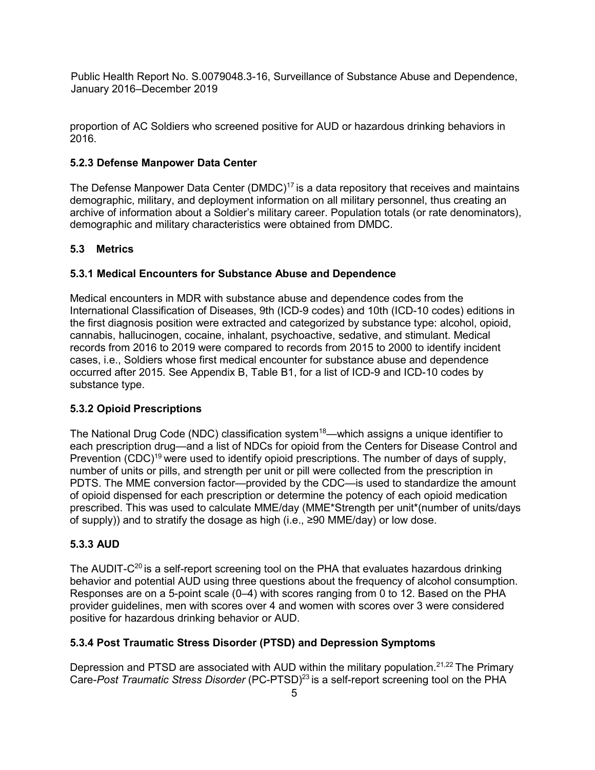proportion of AC Soldiers who screened positive for AUD or hazardous drinking behaviors in 2016.

### 5.2.3 Defense Manpower Data Center

The Defense Manpower Data Center (DMDC)[17] is a data repository that receives and maintains demographic, military, and deployment information on all military personnel, thus creating an archive of information about a Soldier's military career. Population totals (or rate denominators), demographic and military characteristics were obtained from DMDC.

## 5.3 Metrics

### 5.3.1 Medical Encounters for Substance Abuse and Dependence

Medical encounters in MDR with substance abuse and dependence codes from the International Classification of Diseases, 9th (ICD-9 codes) and 10th (ICD-10 codes) editions in the first diagnosis position were extracted and categorized by substance type: alcohol, opioid, cannabis, hallucinogen, cocaine, inhalant, psychoactive, sedative, and stimulant. Medical records from 2016 to 2019 were compared to records from 2015 to 2000 to identify incident cases, i.e., Soldiers whose first medical encounter for substance abuse and dependence occurred after 2015. See Appendix B, Table B1, for a list of ICD-9 and ICD-10 codes by substance type.

### 5.3.2 Opioid Prescriptions

The National Drug Code (NDC) classification system[18]—which assigns a unique identifier to each prescription drug—and a list of NDCs for opioid from the Centers for Disease Control and Prevention (CDC)[19] were used to identify opioid prescriptions. The number of days of supply, number of units or pills, and strength per unit or pill were collected from the prescription in PDTS. The MME conversion factor—provided by the CDC—is used to standardize the amount of opioid dispensed for each prescription or determine the potency of each opioid medication prescribed. This was used to calculate MME/day (MME*Strength per unit*(number of units/days of supply)) and to stratify the dosage as high (i.e., ≥90 MME/day) or low dose.

### 5.3.3 AUD

The AUDIT-C[20] is a self-report screening tool on the PHA that evaluates hazardous drinking behavior and potential AUD using three questions about the frequency of alcohol consumption. Responses are on a 5-point scale (0–4) with scores ranging from 0 to 12. Based on the PHA provider guidelines, men with scores over 4 and women with scores over 3 were considered positive for hazardous drinking behavior or AUD.

### 5.3.4 Post Traumatic Stress Disorder (PTSD) and Depression Symptoms

Depression and PTSD are associated with AUD within the military population.[21,22] The Primary Care-*Post Traumatic Stress Disorder* (PC-PTSD)[23] is a self-report screening tool on the PHA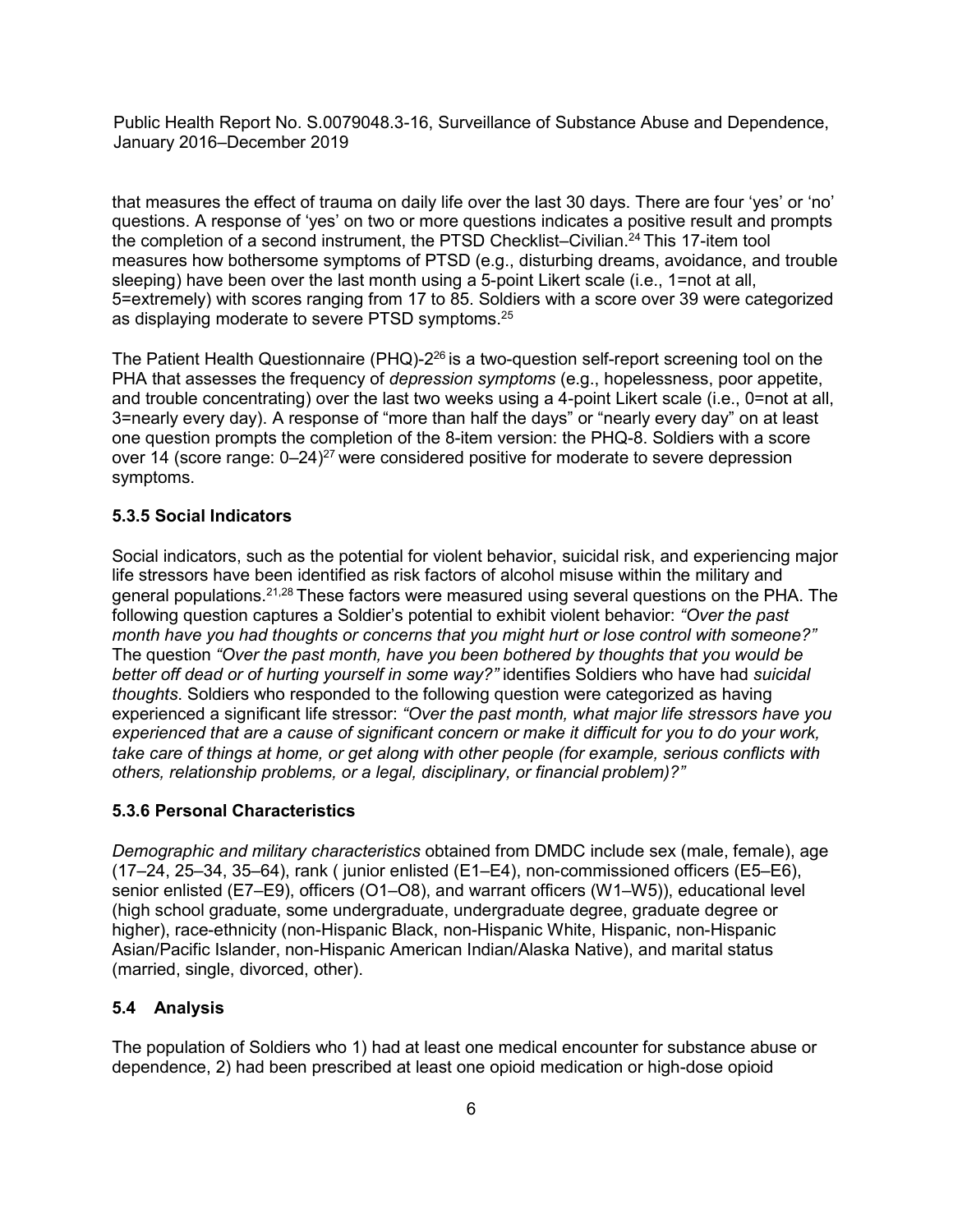that measures the effect of trauma on daily life over the last 30 days. There are four 'yes' or 'no' questions. A response of 'yes' on two or more questions indicates a positive result and prompts the completion of a second instrument, the PTSD Checklist–Civilian.[24] This 17-item tool measures how bothersome symptoms of PTSD (e.g., disturbing dreams, avoidance, and trouble sleeping) have been over the last month using a 5-point Likert scale (i.e., 1=not at all, 5=extremely) with scores ranging from 17 to 85. Soldiers with a score over 39 were categorized as displaying moderate to severe PTSD symptoms.[25]

The Patient Health Questionnaire (PHQ)-2[26] is a two-question self-report screening tool on the PHA that assesses the frequency of *depression symptoms* (e.g., hopelessness, poor appetite, and trouble concentrating) over the last two weeks using a 4-point Likert scale (i.e., 0=not at all, 3=nearly every day). A response of "more than half the days" or "nearly every day" on at least one question prompts the completion of the 8-item version: the PHQ-8. Soldiers with a score over 14 (score range: 0–24)[27] were considered positive for moderate to severe depression symptoms.

### 5.3.5 Social Indicators

Social indicators, such as the potential for violent behavior, suicidal risk, and experiencing major life stressors have been identified as risk factors of alcohol misuse within the military and general populations.[21,28] These factors were measured using several questions on the PHA. The following question captures a Soldier's potential to exhibit violent behavior: *"Over the past month have you had thoughts or concerns that you might hurt or lose control with someone?"* The question *"Over the past month, have you been bothered by thoughts that you would be better off dead or of hurting yourself in some way?"* identifies Soldiers who have had *suicidal thoughts*. Soldiers who responded to the following question were categorized as having experienced a significant life stressor: *"Over the past month, what major life stressors have you experienced that are a cause of significant concern or make it difficult for you to do your work, take care of things at home, or get along with other people (for example, serious conflicts with others, relationship problems, or a legal, disciplinary, or financial problem)?"*

### 5.3.6 Personal Characteristics

*Demographic and military characteristics* obtained from DMDC include sex (male, female), age (17–24, 25–34, 35–64), rank ( junior enlisted (E1–E4), non-commissioned officers (E5–E6), senior enlisted (E7–E9), officers (O1–O8), and warrant officers (W1–W5)), educational level (high school graduate, some undergraduate, undergraduate degree, graduate degree or higher), race-ethnicity (non-Hispanic Black, non-Hispanic White, Hispanic, non-Hispanic Asian/Pacific Islander, non-Hispanic American Indian/Alaska Native), and marital status (married, single, divorced, other).

## 5.4 Analysis

The population of Soldiers who 1) had at least one medical encounter for substance abuse or dependence, 2) had been prescribed at least one opioid medication or high-dose opioid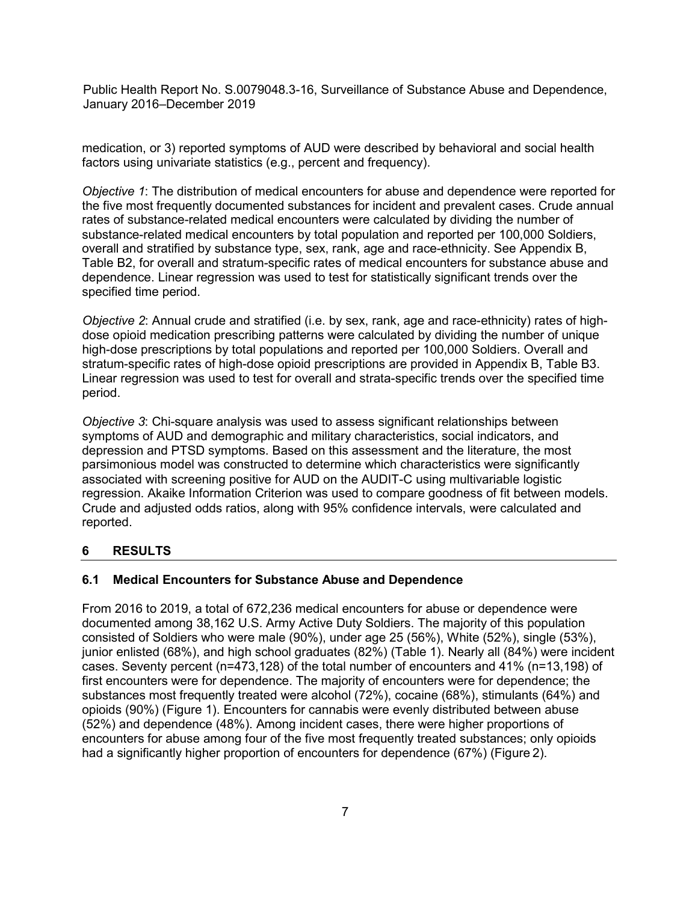medication, or 3) reported symptoms of AUD were described by behavioral and social health factors using univariate statistics (e.g., percent and frequency).

*Objective 1*: The distribution of medical encounters for abuse and dependence were reported for the five most frequently documented substances for incident and prevalent cases. Crude annual rates of substance-related medical encounters were calculated by dividing the number of substance-related medical encounters by total population and reported per 100,000 Soldiers, overall and stratified by substance type, sex, rank, age and race-ethnicity. See Appendix B, Table B2, for overall and stratum-specific rates of medical encounters for substance abuse and dependence. Linear regression was used to test for statistically significant trends over the specified time period.

*Objective 2*: Annual crude and stratified (i.e. by sex, rank, age and race-ethnicity) rates of high-dose opioid medication prescribing patterns were calculated by dividing the number of unique high-dose prescriptions by total populations and reported per 100,000 Soldiers. Overall and stratum-specific rates of high-dose opioid prescriptions are provided in Appendix B, Table B3. Linear regression was used to test for overall and strata-specific trends over the specified time period.

*Objective 3*: Chi-square analysis was used to assess significant relationships between symptoms of AUD and demographic and military characteristics, social indicators, and depression and PTSD symptoms. Based on this assessment and the literature, the most parsimonious model was constructed to determine which characteristics were significantly associated with screening positive for AUD on the AUDIT-C using multivariable logistic regression. Akaike Information Criterion was used to compare goodness of fit between models. Crude and adjusted odds ratios, along with 95% confidence intervals, were calculated and reported.

## 6 RESULTS

### 6.1 Medical Encounters for Substance Abuse and Dependence

From 2016 to 2019, a total of 672,236 medical encounters for abuse or dependence were documented among 38,162 U.S. Army Active Duty Soldiers. The majority of this population consisted of Soldiers who were male (90%), under age 25 (56%), White (52%), single (53%), junior enlisted (68%), and high school graduates (82%) (Table 1). Nearly all (84%) were incident cases. Seventy percent (n=473,128) of the total number of encounters and 41% (n=13,198) of first encounters were for dependence. The majority of encounters were for dependence; the substances most frequently treated were alcohol (72%), cocaine (68%), stimulants (64%) and opioids (90%) (Figure 1). Encounters for cannabis were evenly distributed between abuse (52%) and dependence (48%). Among incident cases, there were higher proportions of encounters for abuse among four of the five most frequently treated substances; only opioids had a significantly higher proportion of encounters for dependence (67%) (Figure 2).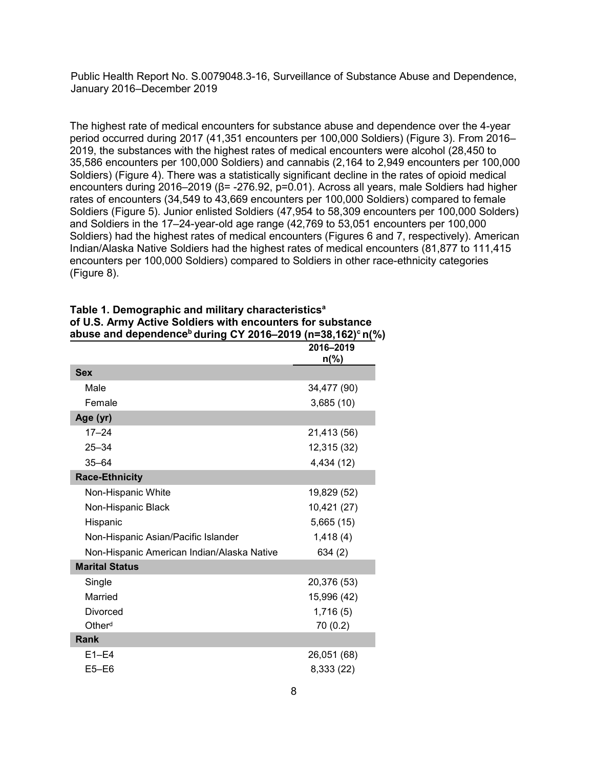The highest rate of medical encounters for substance abuse and dependence over the 4-year period occurred during 2017 (41,351 encounters per 100,000 Soldiers) (Figure 3). From 2016–2019, the substances with the highest rates of medical encounters were alcohol (28,450 to 35,586 encounters per 100,000 Soldiers) and cannabis (2,164 to 2,949 encounters per 100,000 Soldiers) (Figure 4). There was a statistically significant decline in the rates of opioid medical encounters during 2016–2019 ($\beta$= -276.92, p=0.01). Across all years, male Soldiers had higher rates of encounters (34,549 to 43,669 encounters per 100,000 Soldiers) compared to female Soldiers (Figure 5). Junior enlisted Soldiers (47,954 to 58,309 encounters per 100,000 Solders) and Soldiers in the 17–24-year-old age range (42,769 to 53,051 encounters per 100,000 Soldiers) had the highest rates of medical encounters (Figures 6 and 7, respectively). American Indian/Alaska Native Soldiers had the highest rates of medical encounters (81,877 to 111,415 encounters per 100,000 Soldiers) compared to Soldiers in other race-ethnicity categories (Figure 8).

**Table 1. Demographic and military characteristics[a] of U.S. Army Active Soldiers with encounters for substance abuse and dependence[b] during CY 2016–2019 (n=38,162)[c] n(%)**

| | 2016–2019 n(%) |
|---|---|
| **Sex** | |
| Male | 34,477 (90) |
| Female | 3,685 (10) |
| **Age (yr)** | |
| 17–24 | 21,413 (56) |
| 25–34 | 12,315 (32) |
| 35–64 | 4,434 (12) |
| **Race-Ethnicity** | |
| Non-Hispanic White | 19,829 (52) |
| Non-Hispanic Black | 10,421 (27) |
| Hispanic | 5,665 (15) |
| Non-Hispanic Asian/Pacific Islander | 1,418 (4) |
| Non-Hispanic American Indian/Alaska Native | 634 (2) |
| **Marital Status** | |
| Single | 20,376 (53) |
| Married | 15,996 (42) |
| Divorced | 1,716 (5) |
| Other[d] | 70 (0.2) |
| **Rank** | |
| E1–E4 | 26,051 (68) |
| E5–E6 | 8,333 (22) |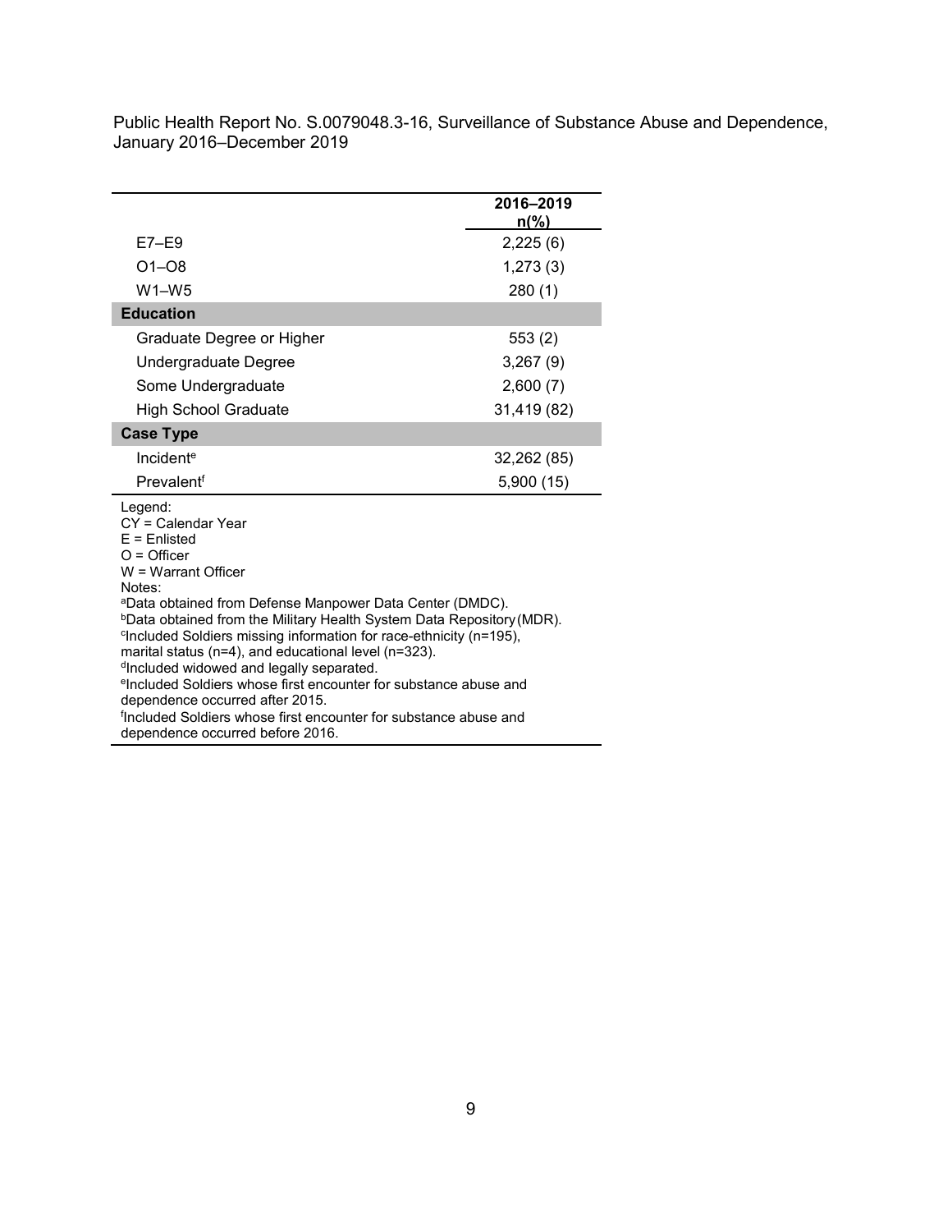| | 2016–2019 n(%) |
|---|---|
| E7–E9 | 2,225 (6) |
| O1–O8 | 1,273 (3) |
| W1–W5 | 280 (1) |
| **Education** | |
| Graduate Degree or Higher | 553 (2) |
| Undergraduate Degree | 3,267 (9) |
| Some Undergraduate | 2,600 (7) |
| High School Graduate | 31,419 (82) |
| **Case Type** | |
| Incident[e] | 32,262 (85) |
| Prevalent[f] | 5,900 (15) |

Legend:
CY = Calendar Year
E = Enlisted
O = Officer
W = Warrant Officer

Notes:
[a]Data obtained from Defense Manpower Data Center (DMDC).
[b]Data obtained from the Military Health System Data Repository (MDR).
[c]Included Soldiers missing information for race-ethnicity (n=195), marital status (n=4), and educational level (n=323).
[d]Included widowed and legally separated.
[e]Included Soldiers whose first encounter for substance abuse and dependence occurred after 2015.
[f]Included Soldiers whose first encounter for substance abuse and dependence occurred before 2016.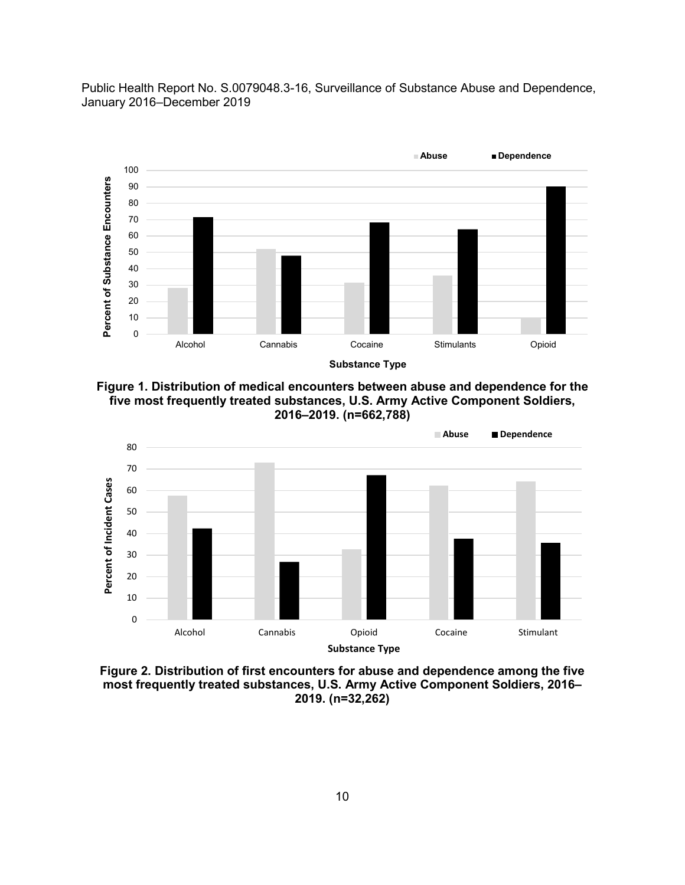Figure 1. Distribution of medical encounters between abuse and dependence for the five most frequently treated substances, U.S. Army Active Component Soldiers, 2016–2019. (n=662,788)

Figure 2. Distribution of first encounters for abuse and dependence among the five most frequently treated substances, U.S. Army Active Component Soldiers, 2016–2019. (n=32,262)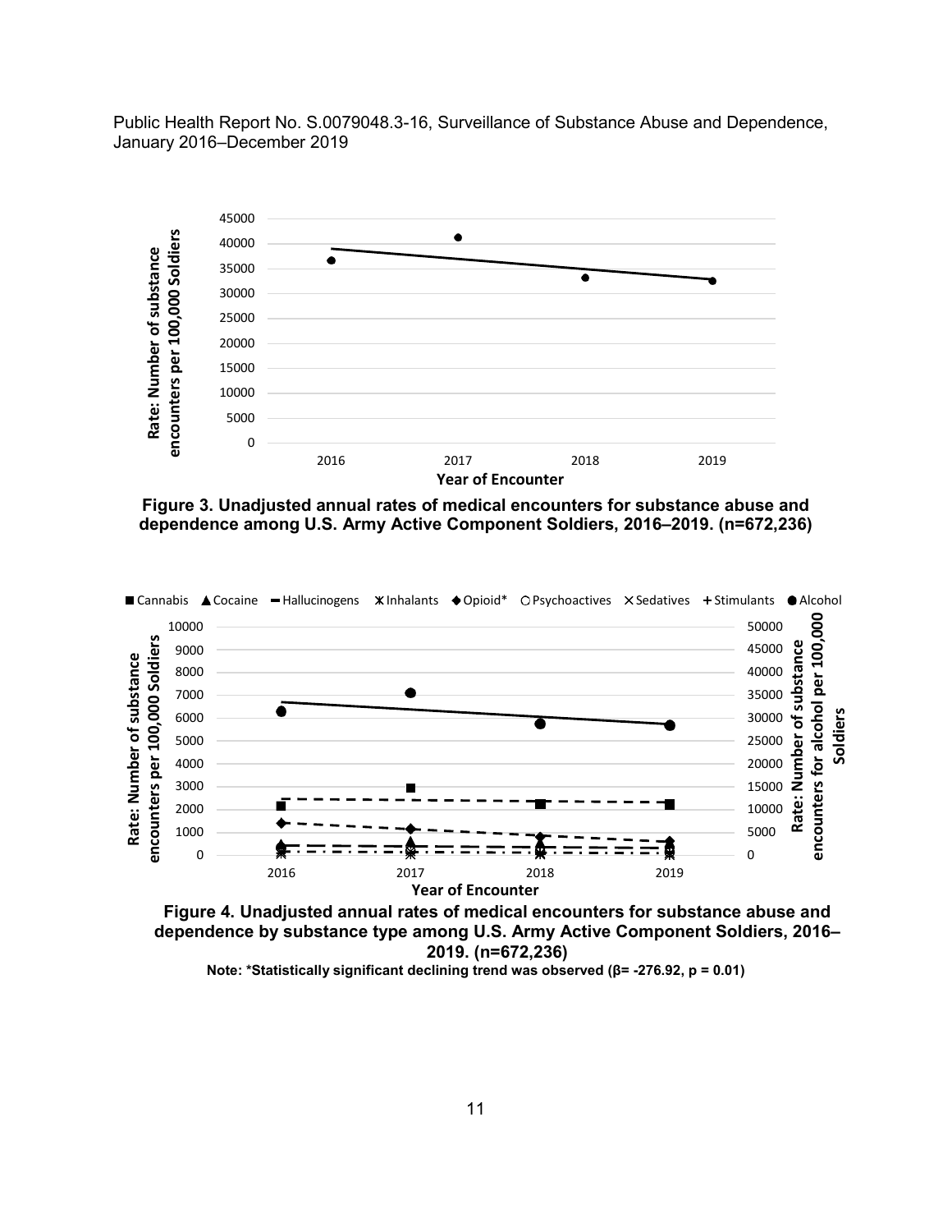Figure 3. Unadjusted annual rates of medical encounters for substance abuse and dependence among U.S. Army Active Component Soldiers, 2016–2019. (n=672,236)

Figure 4. Unadjusted annual rates of medical encounters for substance abuse and dependence by substance type among U.S. Army Active Component Soldiers, 2016–2019. (n=672,236)

Note: *Statistically significant declining trend was observed (β= -276.92, p = 0.01)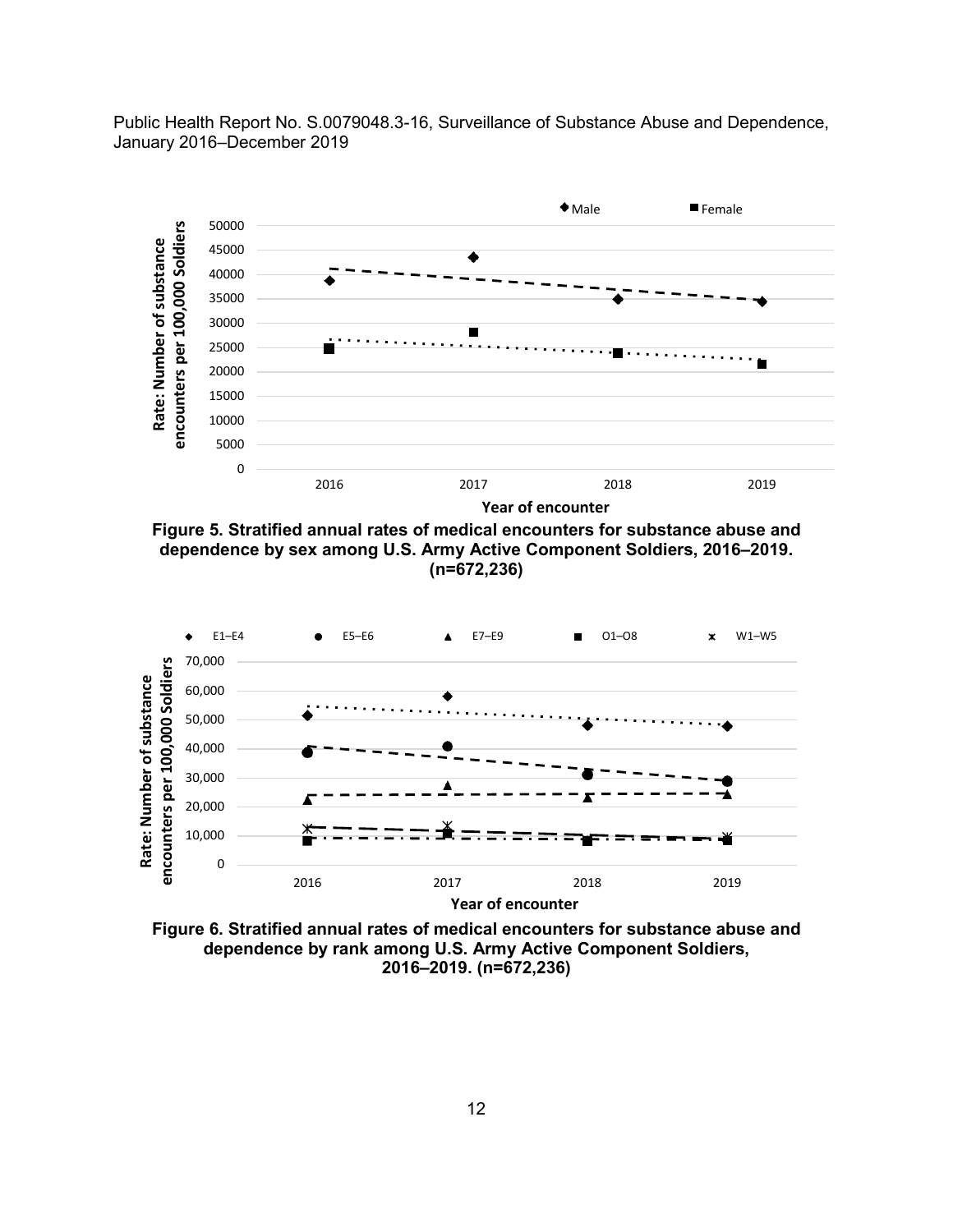**Figure 5. Stratified annual rates of medical encounters for substance abuse and dependence by sex among U.S. Army Active Component Soldiers, 2016–2019. (n=672,236)**

**Figure 6. Stratified annual rates of medical encounters for substance abuse and dependence by rank among U.S. Army Active Component Soldiers, 2016–2019. (n=672,236)**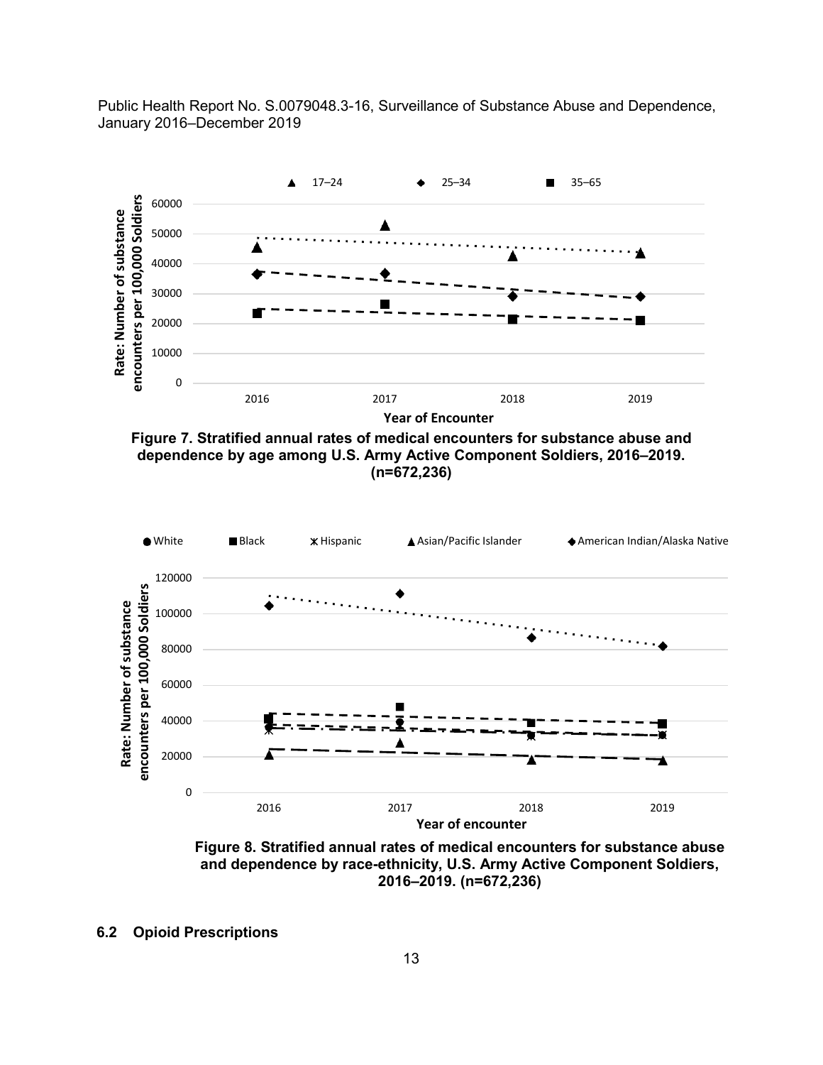**Figure 7. Stratified annual rates of medical encounters for substance abuse and dependence by age among U.S. Army Active Component Soldiers, 2016–2019. (n=672,236)**

**Figure 8. Stratified annual rates of medical encounters for substance abuse and dependence by race-ethnicity, U.S. Army Active Component Soldiers, 2016–2019. (n=672,236)**

### 6.2 Opioid Prescriptions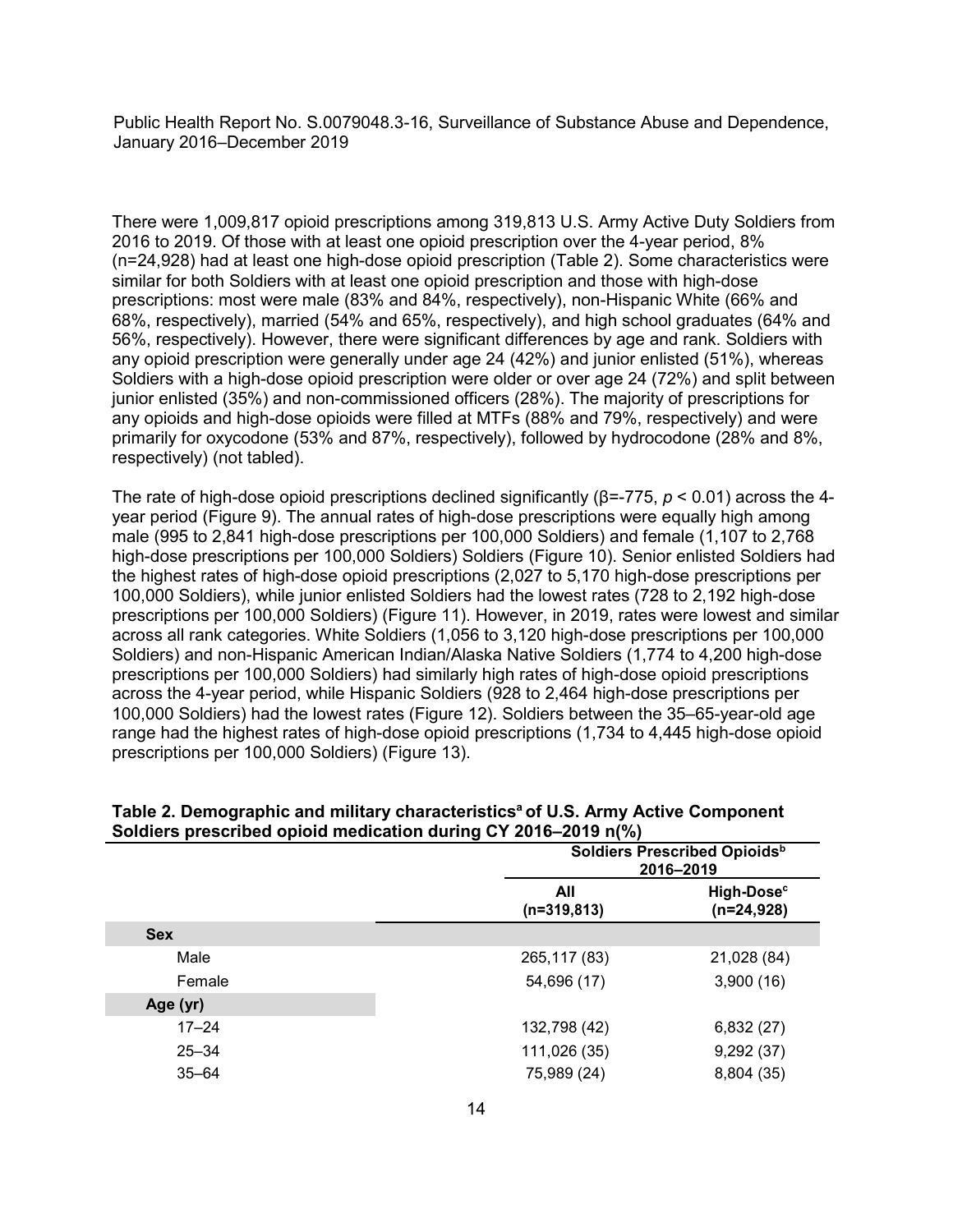There were 1,009,817 opioid prescriptions among 319,813 U.S. Army Active Duty Soldiers from 2016 to 2019. Of those with at least one opioid prescription over the 4-year period, 8% (n=24,928) had at least one high-dose opioid prescription (Table 2). Some characteristics were similar for both Soldiers with at least one opioid prescription and those with high-dose prescriptions: most were male (83% and 84%, respectively), non-Hispanic White (66% and 68%, respectively), married (54% and 65%, respectively), and high school graduates (64% and 56%, respectively). However, there were significant differences by age and rank. Soldiers with any opioid prescription were generally under age 24 (42%) and junior enlisted (51%), whereas Soldiers with a high-dose opioid prescription were older or over age 24 (72%) and split between junior enlisted (35%) and non-commissioned officers (28%). The majority of prescriptions for any opioids and high-dose opioids were filled at MTFs (88% and 79%, respectively) and were primarily for oxycodone (53% and 87%, respectively), followed by hydrocodone (28% and 8%, respectively) (not tabled).

The rate of high-dose opioid prescriptions declined significantly ($\beta$=-775, $p < 0.01$) across the 4-year period (Figure 9). The annual rates of high-dose prescriptions were equally high among male (995 to 2,841 high-dose prescriptions per 100,000 Soldiers) and female (1,107 to 2,768 high-dose prescriptions per 100,000 Soldiers) Soldiers (Figure 10). Senior enlisted Soldiers had the highest rates of high-dose opioid prescriptions (2,027 to 5,170 high-dose prescriptions per 100,000 Soldiers), while junior enlisted Soldiers had the lowest rates (728 to 2,192 high-dose prescriptions per 100,000 Soldiers) (Figure 11). However, in 2019, rates were lowest and similar across all rank categories. White Soldiers (1,056 to 3,120 high-dose prescriptions per 100,000 Soldiers) and non-Hispanic American Indian/Alaska Native Soldiers (1,774 to 4,200 high-dose prescriptions per 100,000 Soldiers) had similarly high rates of high-dose opioid prescriptions across the 4-year period, while Hispanic Soldiers (928 to 2,464 high-dose prescriptions per 100,000 Soldiers) had the lowest rates (Figure 12). Soldiers between the 35–65-year-old age range had the highest rates of high-dose opioid prescriptions (1,734 to 4,445 high-dose opioid prescriptions per 100,000 Soldiers) (Figure 13).

**Table 2. Demographic and military characteristics[a] of U.S. Army Active Component Soldiers prescribed opioid medication during CY 2016–2019 n(%)**

| | Soldiers Prescribed Opioids[b] 2016–2019 | |
|---|---|---|
| | **All (n=319,813)** | **High-Dose[c] (n=24,928)** |
| **Sex** | | |
| Male | 265,117 (83) | 21,028 (84) |
| Female | 54,696 (17) | 3,900 (16) |
| **Age (yr)** | | |
| 17–24 | 132,798 (42) | 6,832 (27) |
| 25–34 | 111,026 (35) | 9,292 (37) |
| 35–64 | 75,989 (24) | 8,804 (35) |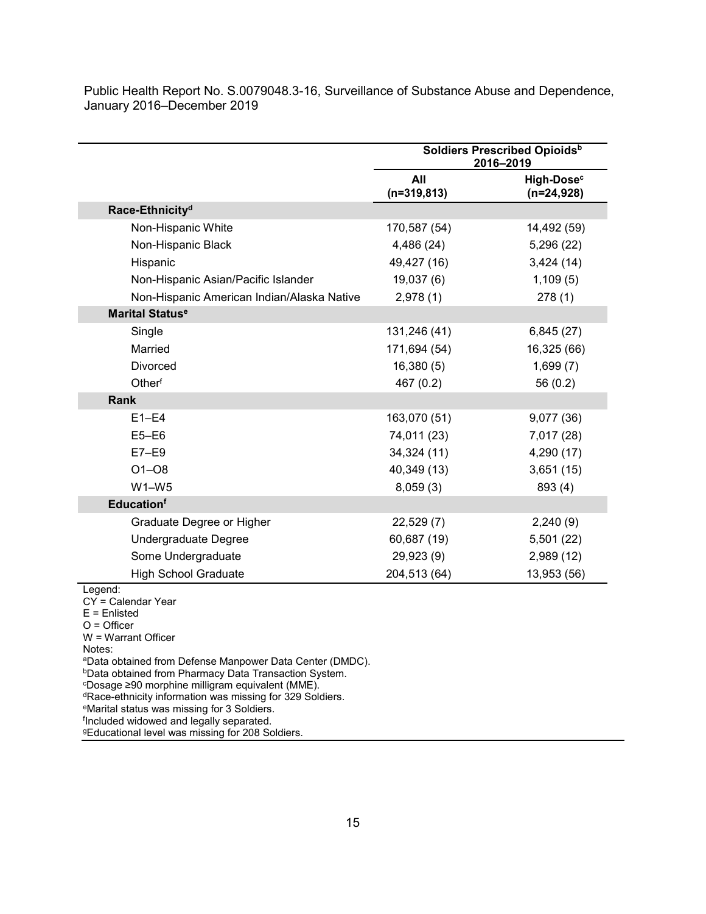Public Health Report No. S.0079048.3-16, Surveillance of Substance Abuse and Dependence, January 2016–December 2019

| | Soldiers Prescribed Opioids[b] 2016–2019 | |
|---|---|---|
| | All (n=319,813) | High-Dose[c] (n=24,928) |
| **Race-Ethnicity[d]** | | |
| Non-Hispanic White | 170,587 (54) | 14,492 (59) |
| Non-Hispanic Black | 4,486 (24) | 5,296 (22) |
| Hispanic | 49,427 (16) | 3,424 (14) |
| Non-Hispanic Asian/Pacific Islander | 19,037 (6) | 1,109 (5) |
| Non-Hispanic American Indian/Alaska Native | 2,978 (1) | 278 (1) |
| **Marital Status[e]** | | |
| Single | 131,246 (41) | 6,845 (27) |
| Married | 171,694 (54) | 16,325 (66) |
| Divorced | 16,380 (5) | 1,699 (7) |
| Other[f] | 467 (0.2) | 56 (0.2) |
| **Rank** | | |
| E1–E4 | 163,070 (51) | 9,077 (36) |
| E5–E6 | 74,011 (23) | 7,017 (28) |
| E7–E9 | 34,324 (11) | 4,290 (17) |
| O1–O8 | 40,349 (13) | 3,651 (15) |
| W1–W5 | 8,059 (3) | 893 (4) |
| **Education[f]** | | |
| Graduate Degree or Higher | 22,529 (7) | 2,240 (9) |
| Undergraduate Degree | 60,687 (19) | 5,501 (22) |
| Some Undergraduate | 29,923 (9) | 2,989 (12) |
| High School Graduate | 204,513 (64) | 13,953 (56) |

Legend:
CY = Calendar Year
E = Enlisted
O = Officer
W = Warrant Officer

Notes:
[a]Data obtained from Defense Manpower Data Center (DMDC).
[b]Data obtained from Pharmacy Data Transaction System.
[c]Dosage ≥90 morphine milligram equivalent (MME).
[d]Race-ethnicity information was missing for 329 Soldiers.
[e]Marital status was missing for 3 Soldiers.
[f]Included widowed and legally separated.
[g]Educational level was missing for 208 Soldiers.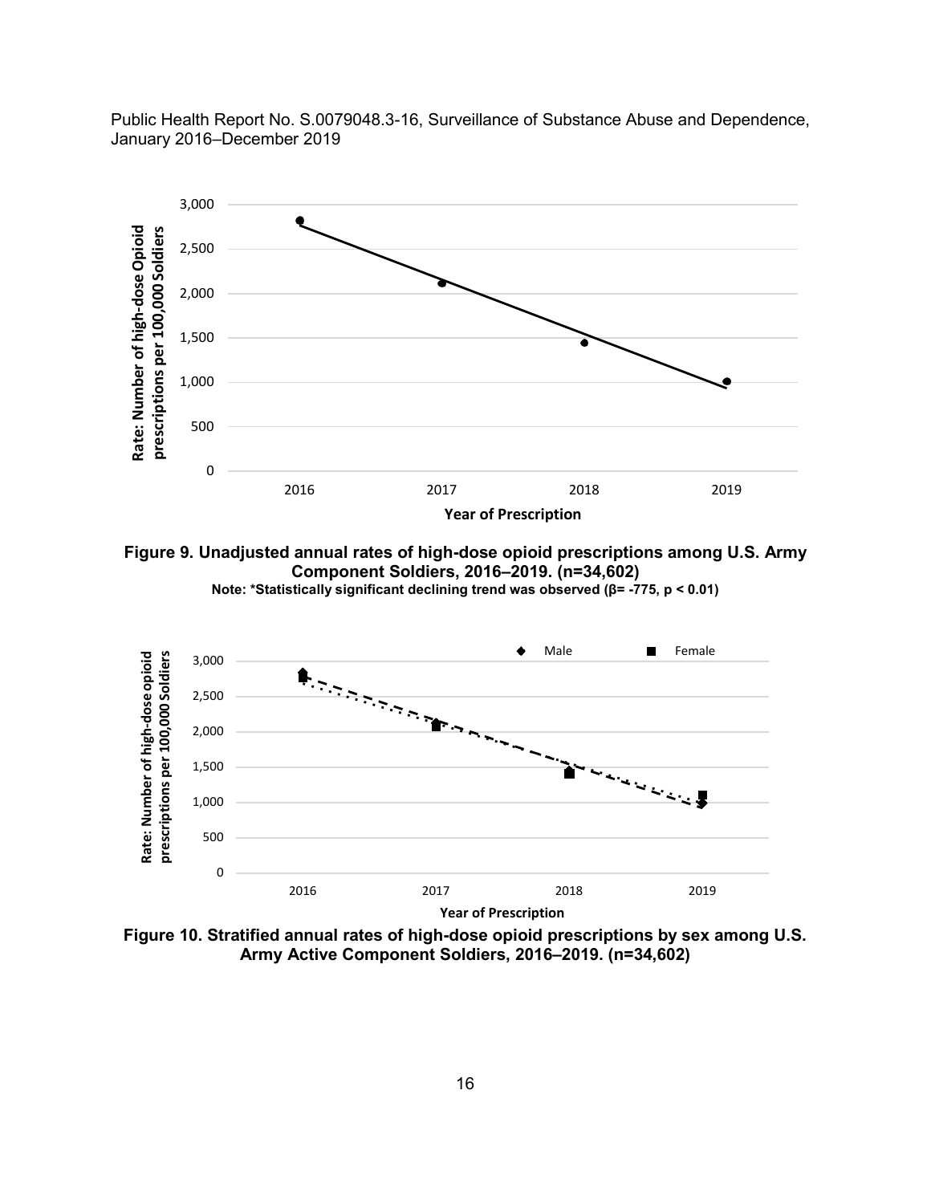**Figure 9. Unadjusted annual rates of high-dose opioid prescriptions among U.S. Army Component Soldiers, 2016–2019. (n=34,602)**

**Note: *Statistically significant declining trend was observed (β= -775, $p < 0.01$)**

**Figure 10. Stratified annual rates of high-dose opioid prescriptions by sex among U.S. Army Active Component Soldiers, 2016–2019. (n=34,602)**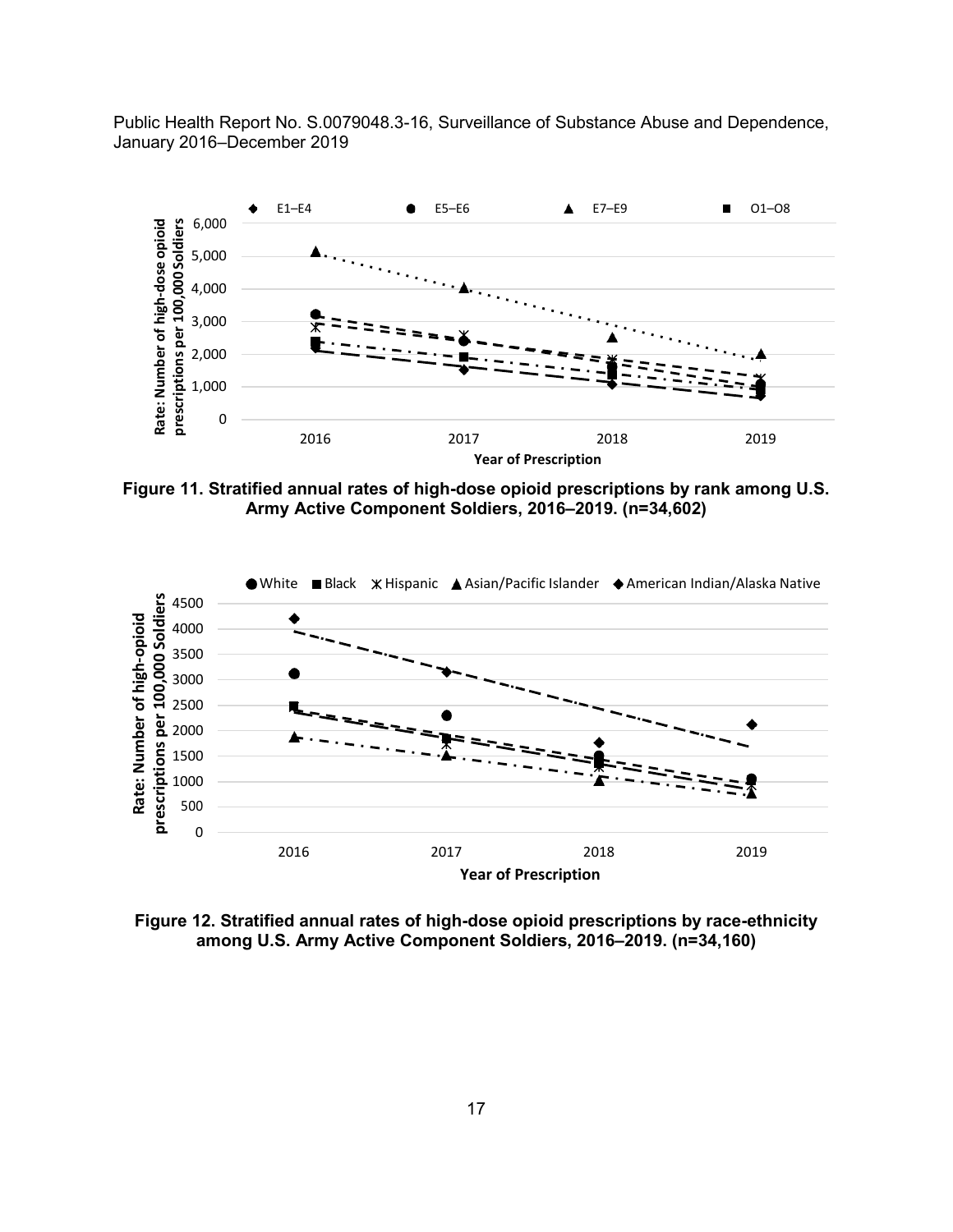Public Health Report No. S.0079048.3-16, Surveillance of Substance Abuse and Dependence, January 2016–December 2019

**Figure 11. Stratified annual rates of high-dose opioid prescriptions by rank among U.S. Army Active Component Soldiers, 2016–2019. (n=34,602)**

**Figure 12. Stratified annual rates of high-dose opioid prescriptions by race-ethnicity among U.S. Army Active Component Soldiers, 2016–2019. (n=34,160)**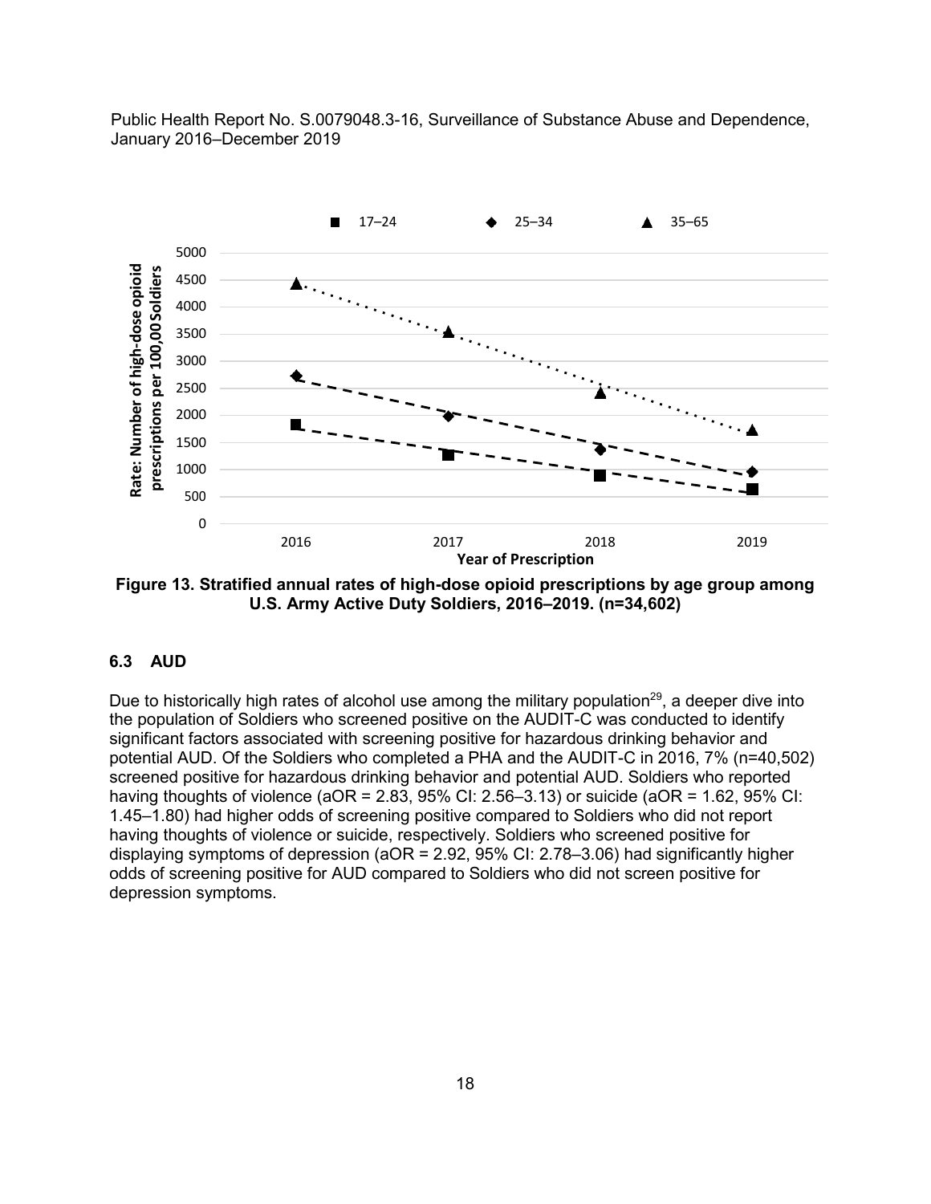Figure 13. Stratified annual rates of high-dose opioid prescriptions by age group among U.S. Army Active Duty Soldiers, 2016–2019. (n=34,602)

### 6.3 AUD

Due to historically high rates of alcohol use among the military population[29], a deeper dive into the population of Soldiers who screened positive on the AUDIT-C was conducted to identify significant factors associated with screening positive for hazardous drinking behavior and potential AUD. Of the Soldiers who completed a PHA and the AUDIT-C in 2016, 7% (n=40,502) screened positive for hazardous drinking behavior and potential AUD. Soldiers who reported having thoughts of violence (aOR = 2.83, 95% CI: 2.56–3.13) or suicide (aOR = 1.62, 95% CI: 1.45–1.80) had higher odds of screening positive compared to Soldiers who did not report having thoughts of violence or suicide, respectively. Soldiers who screened positive for displaying symptoms of depression (aOR = 2.92, 95% CI: 2.78–3.06) had significantly higher odds of screening positive for AUD compared to Soldiers who did not screen positive for depression symptoms.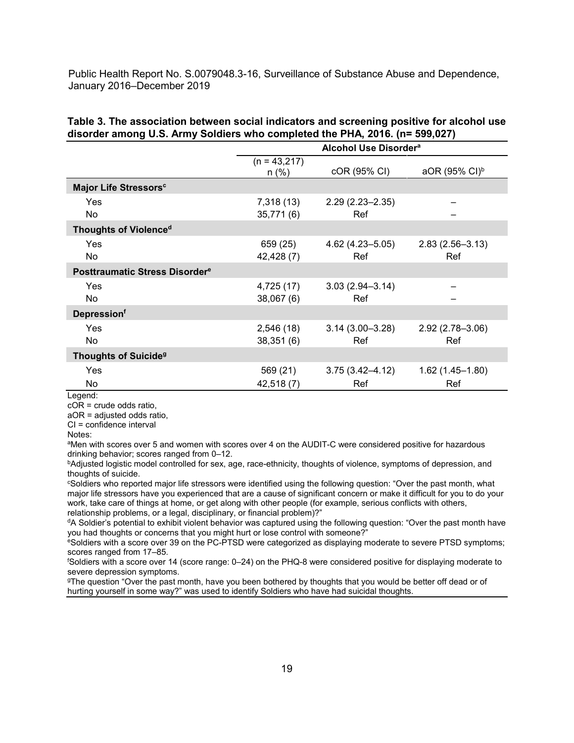**Table 3. The association between social indicators and screening positive for alcohol use disorder among U.S. Army Soldiers who completed the PHA, 2016. (n= 599,027)**

| | Alcohol Use Disorder[a] | | |
|---|---|---|---|
| | (n = 43,217) n (%) | cOR (95% CI) | aOR (95% CI)[b] |
| **Major Life Stressors[c]** | | | |
| Yes | 7,318 (13) | 2.29 (2.23–2.35) | – |
| No | 35,771 (6) | Ref | – |
| **Thoughts of Violence[d]** | | | |
| Yes | 659 (25) | 4.62 (4.23–5.05) | 2.83 (2.56–3.13) |
| No | 42,428 (7) | Ref | Ref |
| **Posttraumatic Stress Disorder[e]** | | | |
| Yes | 4,725 (17) | 3.03 (2.94–3.14) | – |
| No | 38,067 (6) | Ref | – |
| **Depression[f]** | | | |
| Yes | 2,546 (18) | 3.14 (3.00–3.28) | 2.92 (2.78–3.06) |
| No | 38,351 (6) | Ref | Ref |
| **Thoughts of Suicide[g]** | | | |
| Yes | 569 (21) | 3.75 (3.42–4.12) | 1.62 (1.45–1.80) |
| No | 42,518 (7) | Ref | Ref |

Legend:
cOR = crude odds ratio,
aOR = adjusted odds ratio,
CI = confidence interval

Notes:
[a]Men with scores over 5 and women with scores over 4 on the AUDIT-C were considered positive for hazardous drinking behavior; scores ranged from 0–12.
[b]Adjusted logistic model controlled for sex, age, race-ethnicity, thoughts of violence, symptoms of depression, and thoughts of suicide.
[c]Soldiers who reported major life stressors were identified using the following question: "Over the past month, what major life stressors have you experienced that are a cause of significant concern or make it difficult for you to do your work, take care of things at home, or get along with other people (for example, serious conflicts with others, relationship problems, or a legal, disciplinary, or financial problem)?"
[d]A Soldier's potential to exhibit violent behavior was captured using the following question: "Over the past month have you had thoughts or concerns that you might hurt or lose control with someone?"
[e]Soldiers with a score over 39 on the PC-PTSD were categorized as displaying moderate to severe PTSD symptoms; scores ranged from 17–85.
[f]Soldiers with a score over 14 (score range: 0–24) on the PHQ-8 were considered positive for displaying moderate to severe depression symptoms.
[g]The question "Over the past month, have you been bothered by thoughts that you would be better off dead or of hurting yourself in some way?" was used to identify Soldiers who have had suicidal thoughts.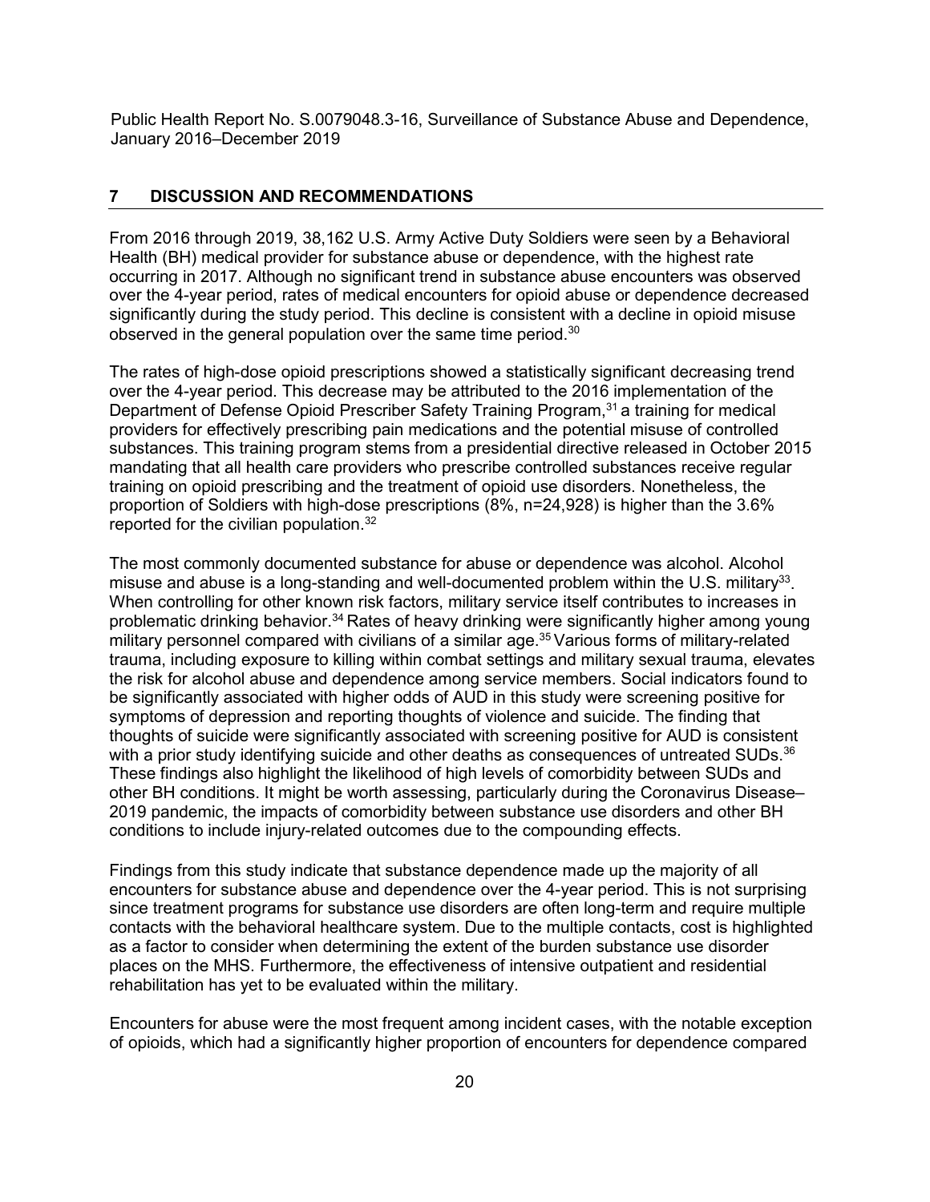## 7 DISCUSSION AND RECOMMENDATIONS

From 2016 through 2019, 38,162 U.S. Army Active Duty Soldiers were seen by a Behavioral Health (BH) medical provider for substance abuse or dependence, with the highest rate occurring in 2017. Although no significant trend in substance abuse encounters was observed over the 4-year period, rates of medical encounters for opioid abuse or dependence decreased significantly during the study period. This decline is consistent with a decline in opioid misuse observed in the general population over the same time period.[30]

The rates of high-dose opioid prescriptions showed a statistically significant decreasing trend over the 4-year period. This decrease may be attributed to the 2016 implementation of the Department of Defense Opioid Prescriber Safety Training Program,[31] a training for medical providers for effectively prescribing pain medications and the potential misuse of controlled substances. This training program stems from a presidential directive released in October 2015 mandating that all health care providers who prescribe controlled substances receive regular training on opioid prescribing and the treatment of opioid use disorders. Nonetheless, the proportion of Soldiers with high-dose prescriptions (8%, n=24,928) is higher than the 3.6% reported for the civilian population.[32]

The most commonly documented substance for abuse or dependence was alcohol. Alcohol misuse and abuse is a long-standing and well-documented problem within the U.S. military[33]. When controlling for other known risk factors, military service itself contributes to increases in problematic drinking behavior.[34] Rates of heavy drinking were significantly higher among young military personnel compared with civilians of a similar age.[35] Various forms of military-related trauma, including exposure to killing within combat settings and military sexual trauma, elevates the risk for alcohol abuse and dependence among service members. Social indicators found to be significantly associated with higher odds of AUD in this study were screening positive for symptoms of depression and reporting thoughts of violence and suicide. The finding that thoughts of suicide were significantly associated with screening positive for AUD is consistent with a prior study identifying suicide and other deaths as consequences of untreated SUDs.[36] These findings also highlight the likelihood of high levels of comorbidity between SUDs and other BH conditions. It might be worth assessing, particularly during the Coronavirus Disease–2019 pandemic, the impacts of comorbidity between substance use disorders and other BH conditions to include injury-related outcomes due to the compounding effects.

Findings from this study indicate that substance dependence made up the majority of all encounters for substance abuse and dependence over the 4-year period. This is not surprising since treatment programs for substance use disorders are often long-term and require multiple contacts with the behavioral healthcare system. Due to the multiple contacts, cost is highlighted as a factor to consider when determining the extent of the burden substance use disorder places on the MHS. Furthermore, the effectiveness of intensive outpatient and residential rehabilitation has yet to be evaluated within the military.

Encounters for abuse were the most frequent among incident cases, with the notable exception of opioids, which had a significantly higher proportion of encounters for dependence compared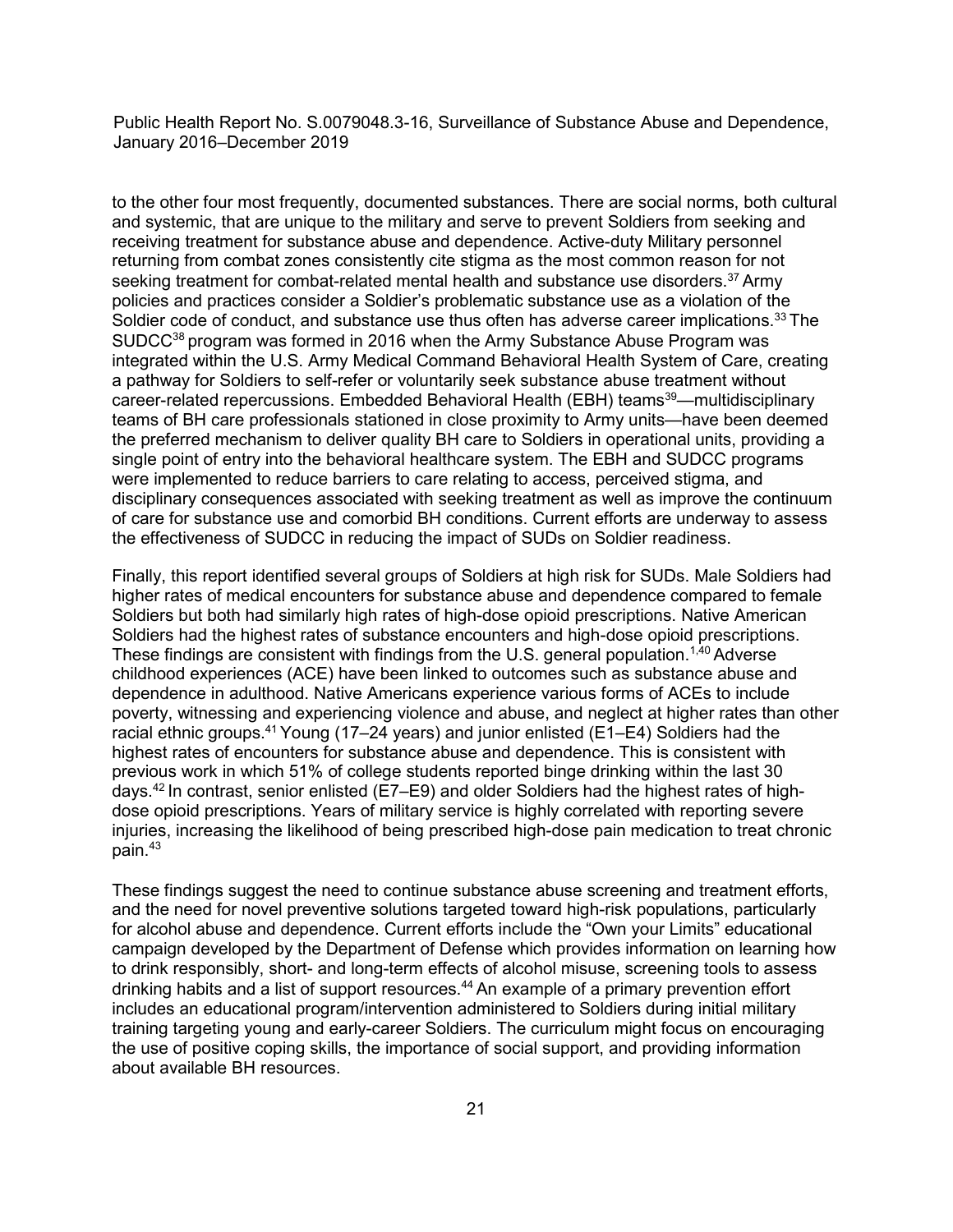to the other four most frequently, documented substances. There are social norms, both cultural and systemic, that are unique to the military and serve to prevent Soldiers from seeking and receiving treatment for substance abuse and dependence. Active-duty Military personnel returning from combat zones consistently cite stigma as the most common reason for not seeking treatment for combat-related mental health and substance use disorders.[37] Army policies and practices consider a Soldier's problematic substance use as a violation of the Soldier code of conduct, and substance use thus often has adverse career implications.[33] The SUDCC[38] program was formed in 2016 when the Army Substance Abuse Program was integrated within the U.S. Army Medical Command Behavioral Health System of Care, creating a pathway for Soldiers to self-refer or voluntarily seek substance abuse treatment without career-related repercussions. Embedded Behavioral Health (EBH) teams[39]—multidisciplinary teams of BH care professionals stationed in close proximity to Army units—have been deemed the preferred mechanism to deliver quality BH care to Soldiers in operational units, providing a single point of entry into the behavioral healthcare system. The EBH and SUDCC programs were implemented to reduce barriers to care relating to access, perceived stigma, and disciplinary consequences associated with seeking treatment as well as improve the continuum of care for substance use and comorbid BH conditions. Current efforts are underway to assess the effectiveness of SUDCC in reducing the impact of SUDs on Soldier readiness.

Finally, this report identified several groups of Soldiers at high risk for SUDs. Male Soldiers had higher rates of medical encounters for substance abuse and dependence compared to female Soldiers but both had similarly high rates of high-dose opioid prescriptions. Native American Soldiers had the highest rates of substance encounters and high-dose opioid prescriptions. These findings are consistent with findings from the U.S. general population.[1,40] Adverse childhood experiences (ACE) have been linked to outcomes such as substance abuse and dependence in adulthood. Native Americans experience various forms of ACEs to include poverty, witnessing and experiencing violence and abuse, and neglect at higher rates than other racial ethnic groups.[41] Young (17–24 years) and junior enlisted (E1–E4) Soldiers had the highest rates of encounters for substance abuse and dependence. This is consistent with previous work in which 51% of college students reported binge drinking within the last 30 days.[42] In contrast, senior enlisted (E7–E9) and older Soldiers had the highest rates of high-dose opioid prescriptions. Years of military service is highly correlated with reporting severe injuries, increasing the likelihood of being prescribed high-dose pain medication to treat chronic pain.[43]

These findings suggest the need to continue substance abuse screening and treatment efforts, and the need for novel preventive solutions targeted toward high-risk populations, particularly for alcohol abuse and dependence. Current efforts include the "Own your Limits" educational campaign developed by the Department of Defense which provides information on learning how to drink responsibly, short- and long-term effects of alcohol misuse, screening tools to assess drinking habits and a list of support resources.[44] An example of a primary prevention effort includes an educational program/intervention administered to Soldiers during initial military training targeting young and early-career Soldiers. The curriculum might focus on encouraging the use of positive coping skills, the importance of social support, and providing information about available BH resources.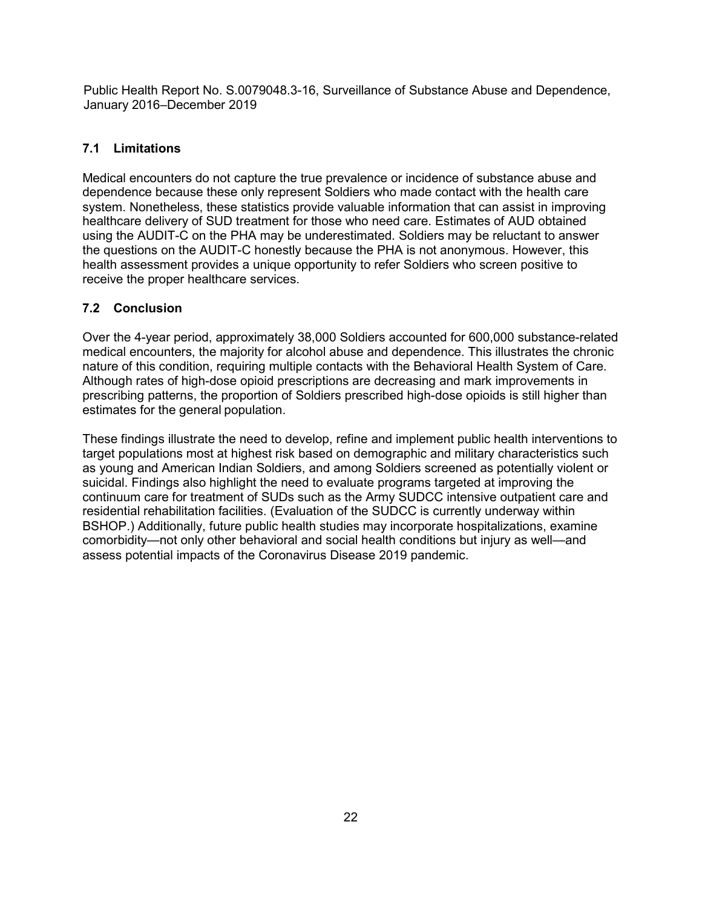### 7.1 Limitations

Medical encounters do not capture the true prevalence or incidence of substance abuse and dependence because these only represent Soldiers who made contact with the health care system. Nonetheless, these statistics provide valuable information that can assist in improving healthcare delivery of SUD treatment for those who need care. Estimates of AUD obtained using the AUDIT-C on the PHA may be underestimated. Soldiers may be reluctant to answer the questions on the AUDIT-C honestly because the PHA is not anonymous. However, this health assessment provides a unique opportunity to refer Soldiers who screen positive to receive the proper healthcare services.

### 7.2 Conclusion

Over the 4-year period, approximately 38,000 Soldiers accounted for 600,000 substance-related medical encounters, the majority for alcohol abuse and dependence. This illustrates the chronic nature of this condition, requiring multiple contacts with the Behavioral Health System of Care. Although rates of high-dose opioid prescriptions are decreasing and mark improvements in prescribing patterns, the proportion of Soldiers prescribed high-dose opioids is still higher than estimates for the general population.

These findings illustrate the need to develop, refine and implement public health interventions to target populations most at highest risk based on demographic and military characteristics such as young and American Indian Soldiers, and among Soldiers screened as potentially violent or suicidal. Findings also highlight the need to evaluate programs targeted at improving the continuum care for treatment of SUDs such as the Army SUDCC intensive outpatient care and residential rehabilitation facilities. (Evaluation of the SUDCC is currently underway within BSHOP.) Additionally, future public health studies may incorporate hospitalizations, examine comorbidity—not only other behavioral and social health conditions but injury as well—and assess potential impacts of the Coronavirus Disease 2019 pandemic.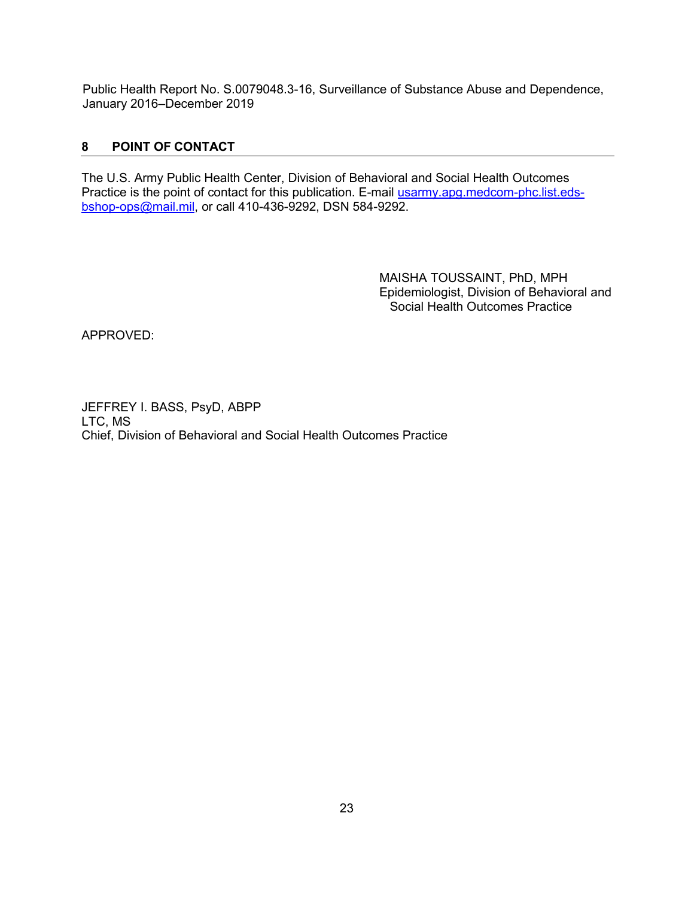## 8 POINT OF CONTACT

The U.S. Army Public Health Center, Division of Behavioral and Social Health Outcomes Practice is the point of contact for this publication. E-mail usarmy.apg.medcom-phc.list.eds-bshop-ops@mail.mil, or call 410-436-9292, DSN 584-9292.

MAISHA TOUSSAINT, PhD, MPH
Epidemiologist, Division of Behavioral and Social Health Outcomes Practice

APPROVED:

JEFFREY I. BASS, PsyD, ABPP
LTC, MS
Chief, Division of Behavioral and Social Health Outcomes Practice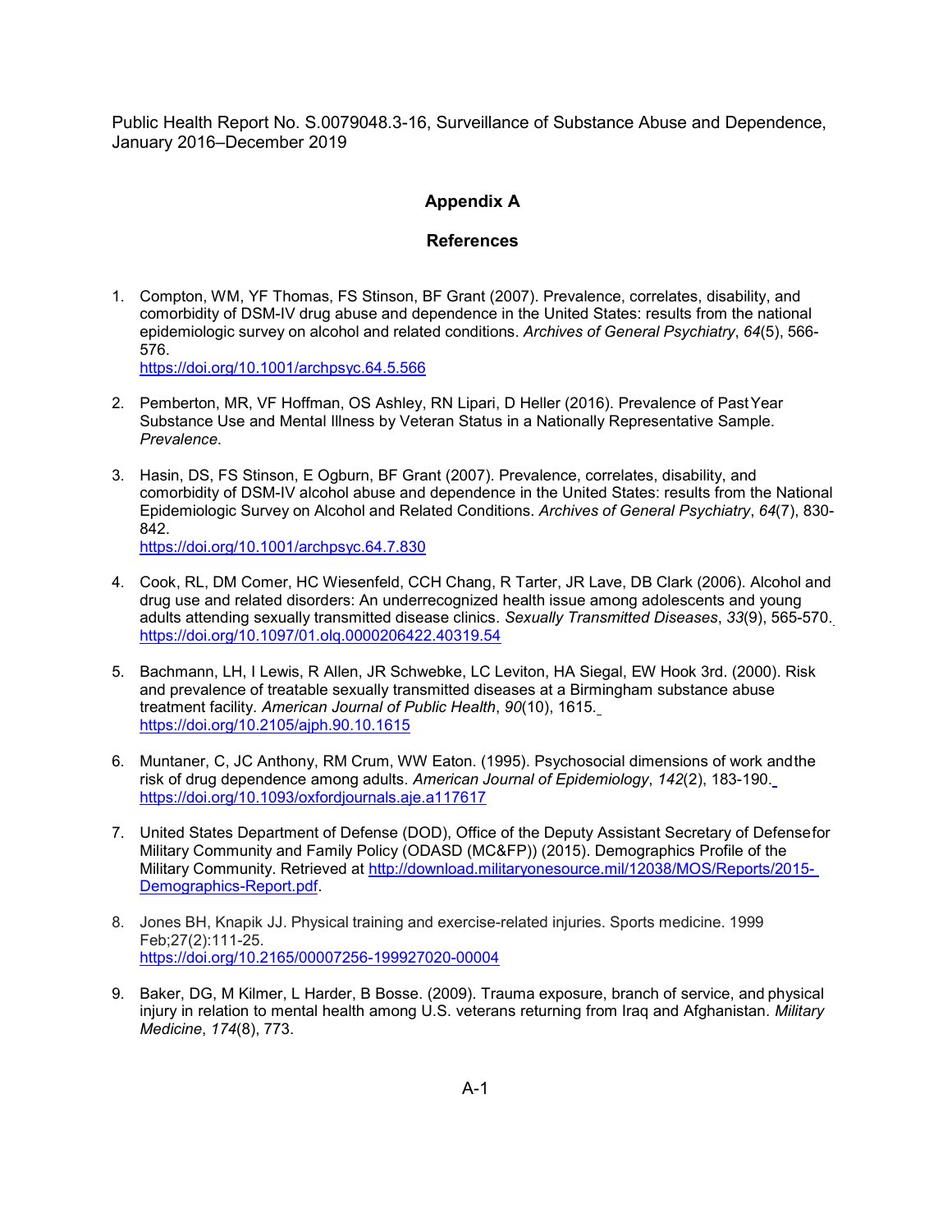Public Health Report No. S.0079048.3-16, Surveillance of Substance Abuse and Dependence, January 2016–December 2019

## Appendix A

### References

1. Compton, WM, YF Thomas, FS Stinson, BF Grant (2007). Prevalence, correlates, disability, and comorbidity of DSM-IV drug abuse and dependence in the United States: results from the national epidemiologic survey on alcohol and related conditions. *Archives of General Psychiatry*, *64*(5), 566-576.
   https://doi.org/10.1001/archpsyc.64.5.566

2. Pemberton, MR, VF Hoffman, OS Ashley, RN Lipari, D Heller (2016). Prevalence of Past Year Substance Use and Mental Illness by Veteran Status in a Nationally Representative Sample. *Prevalence*.

3. Hasin, DS, FS Stinson, E Ogburn, BF Grant (2007). Prevalence, correlates, disability, and comorbidity of DSM-IV alcohol abuse and dependence in the United States: results from the National Epidemiologic Survey on Alcohol and Related Conditions. *Archives of General Psychiatry*, *64*(7), 830-842.
   https://doi.org/10.1001/archpsyc.64.7.830

4. Cook, RL, DM Comer, HC Wiesenfeld, CCH Chang, R Tarter, JR Lave, DB Clark (2006). Alcohol and drug use and related disorders: An underrecognized health issue among adolescents and young adults attending sexually transmitted disease clinics. *Sexually Transmitted Diseases*, *33*(9), 565-570.
   https://doi.org/10.1097/01.olq.0000206422.40319.54

5. Bachmann, LH, I Lewis, R Allen, JR Schwebke, LC Leviton, HA Siegal, EW Hook 3rd. (2000). Risk and prevalence of treatable sexually transmitted diseases at a Birmingham substance abuse treatment facility. *American Journal of Public Health*, *90*(10), 1615.
   https://doi.org/10.2105/ajph.90.10.1615

6. Muntaner, C, JC Anthony, RM Crum, WW Eaton. (1995). Psychosocial dimensions of work and the risk of drug dependence among adults. *American Journal of Epidemiology*, *142*(2), 183-190.
   https://doi.org/10.1093/oxfordjournals.aje.a117617

7. United States Department of Defense (DOD), Office of the Deputy Assistant Secretary of Defense for Military Community and Family Policy (ODASD (MC&FP)) (2015). Demographics Profile of the Military Community. Retrieved at http://download.militaryonesource.mil/12038/MOS/Reports/2015-Demographics-Report.pdf.

8. Jones BH, Knapik JJ. Physical training and exercise-related injuries. Sports medicine. 1999 Feb;27(2):111-25.
   https://doi.org/10.2165/00007256-199927020-00004

9. Baker, DG, M Kilmer, L Harder, B Bosse. (2009). Trauma exposure, branch of service, and physical injury in relation to mental health among U.S. veterans returning from Iraq and Afghanistan. *Military Medicine*, *174*(8), 773.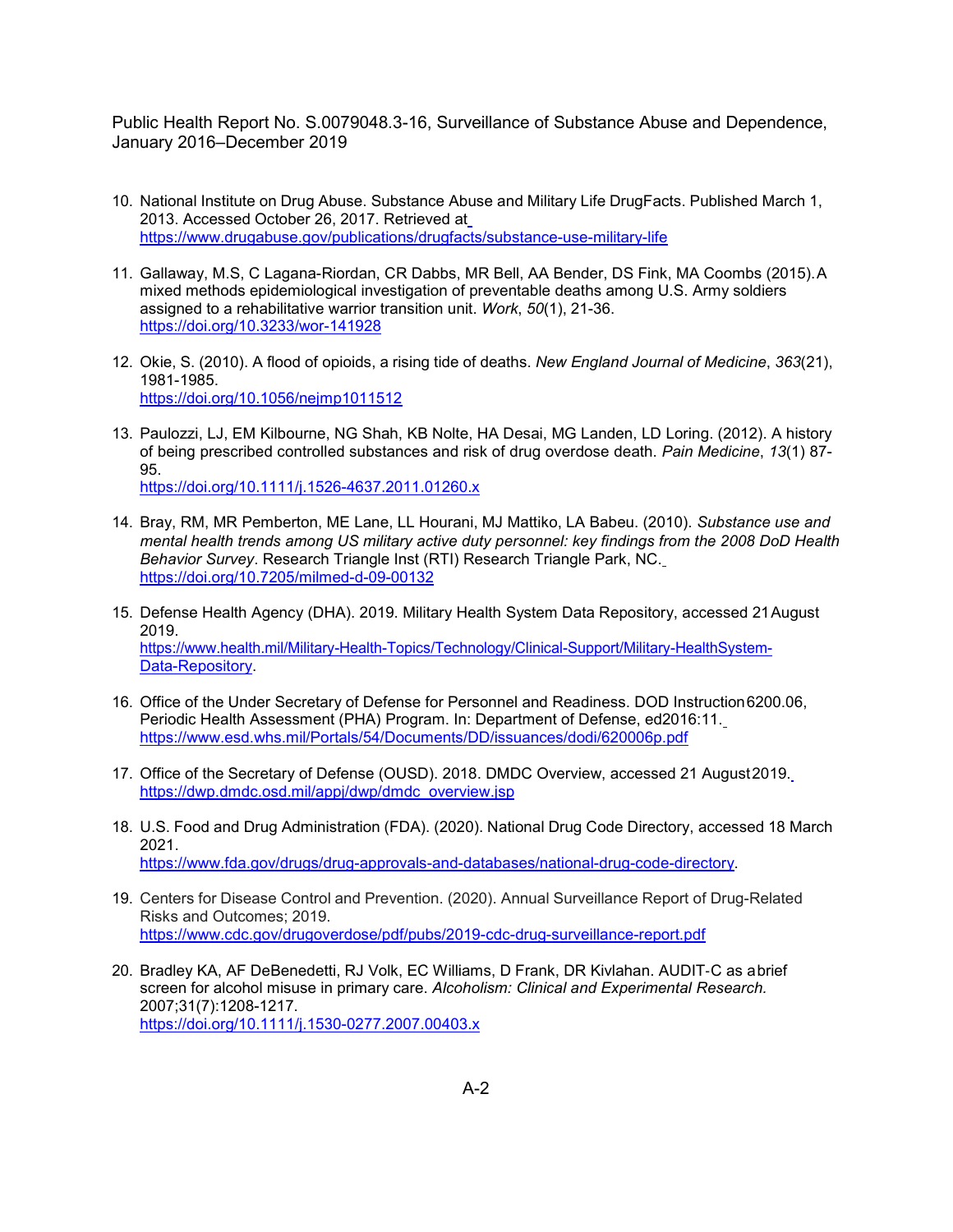10. National Institute on Drug Abuse. Substance Abuse and Military Life DrugFacts. Published March 1, 2013. Accessed October 26, 2017. Retrieved at https://www.drugabuse.gov/publications/drugfacts/substance-use-military-life

11. Gallaway, M.S, C Lagana-Riordan, CR Dabbs, MR Bell, AA Bender, DS Fink, MA Coombs (2015). A mixed methods epidemiological investigation of preventable deaths among U.S. Army soldiers assigned to a rehabilitative warrior transition unit. *Work*, *50*(1), 21-36. https://doi.org/10.3233/wor-141928

12. Okie, S. (2010). A flood of opioids, a rising tide of deaths. *New England Journal of Medicine*, *363*(21), 1981-1985. https://doi.org/10.1056/nejmp1011512

13. Paulozzi, LJ, EM Kilbourne, NG Shah, KB Nolte, HA Desai, MG Landen, LD Loring. (2012). A history of being prescribed controlled substances and risk of drug overdose death. *Pain Medicine*, *13*(1) 87-95. https://doi.org/10.1111/j.1526-4637.2011.01260.x

14. Bray, RM, MR Pemberton, ME Lane, LL Hourani, MJ Mattiko, LA Babeu. (2010). *Substance use and mental health trends among US military active duty personnel: key findings from the 2008 DoD Health Behavior Survey*. Research Triangle Inst (RTI) Research Triangle Park, NC. https://doi.org/10.7205/milmed-d-09-00132

15. Defense Health Agency (DHA). 2019. Military Health System Data Repository, accessed 21 August 2019. https://www.health.mil/Military-Health-Topics/Technology/Clinical-Support/Military-HealthSystem-Data-Repository.

16. Office of the Under Secretary of Defense for Personnel and Readiness. DOD Instruction 6200.06, Periodic Health Assessment (PHA) Program. In: Department of Defense, ed2016:11. https://www.esd.whs.mil/Portals/54/Documents/DD/issuances/dodi/620006p.pdf

17. Office of the Secretary of Defense (OUSD). 2018. DMDC Overview, accessed 21 August 2019. https://dwp.dmdc.osd.mil/appj/dwp/dmdc_overview.jsp

18. U.S. Food and Drug Administration (FDA). (2020). National Drug Code Directory, accessed 18 March 2021. https://www.fda.gov/drugs/drug-approvals-and-databases/national-drug-code-directory.

19. Centers for Disease Control and Prevention. (2020). Annual Surveillance Report of Drug-Related Risks and Outcomes; 2019. https://www.cdc.gov/drugoverdose/pdf/pubs/2019-cdc-drug-surveillance-report.pdf

20. Bradley KA, AF DeBenedetti, RJ Volk, EC Williams, D Frank, DR Kivlahan. AUDIT-C as a brief screen for alcohol misuse in primary care. *Alcoholism: Clinical and Experimental Research.* 2007;31(7):1208-1217. https://doi.org/10.1111/j.1530-0277.2007.00403.x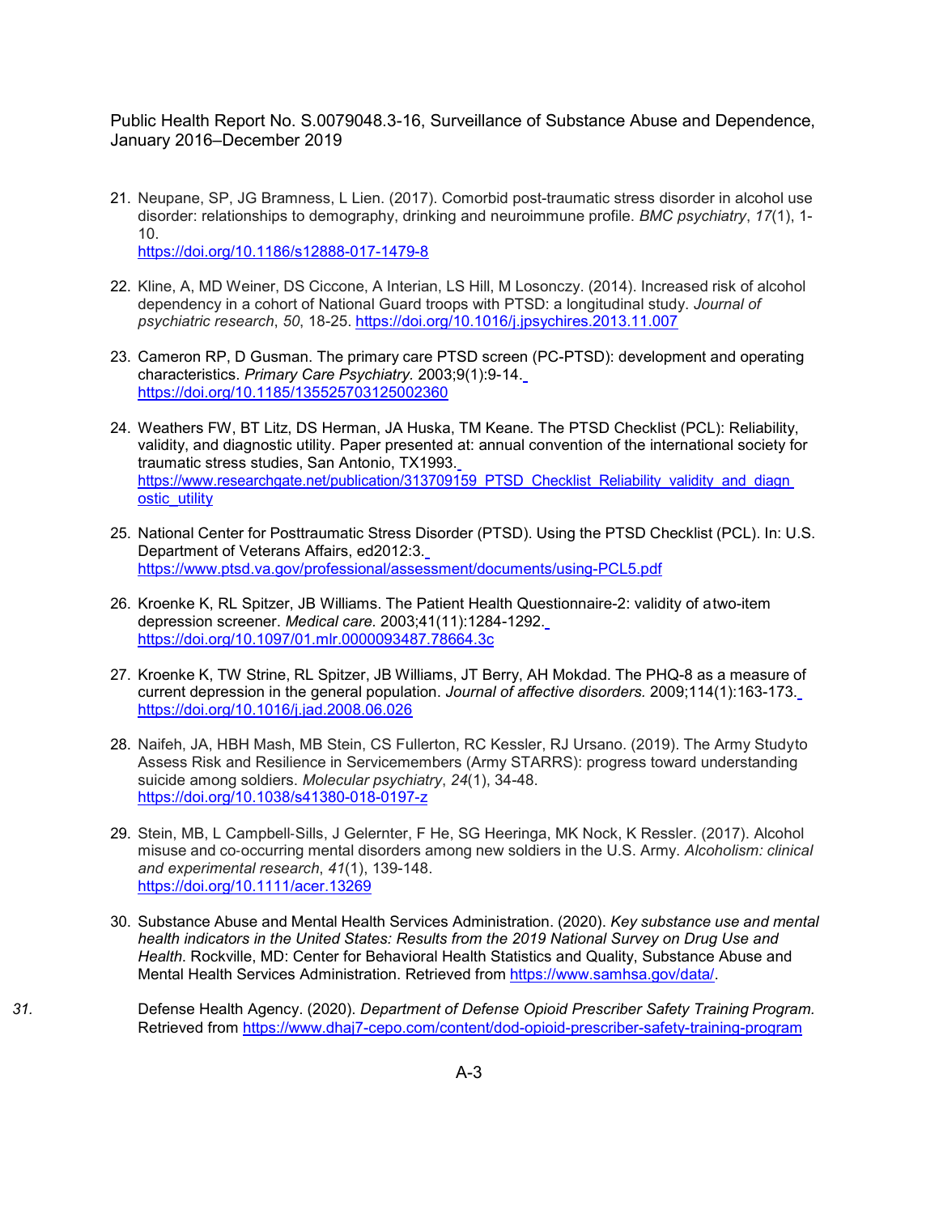21. Neupane, SP, JG Bramness, L Lien. (2017). Comorbid post-traumatic stress disorder in alcohol use disorder: relationships to demography, drinking and neuroimmune profile. *BMC psychiatry*, *17*(1), 1-10. https://doi.org/10.1186/s12888-017-1479-8

22. Kline, A, MD Weiner, DS Ciccone, A Interian, LS Hill, M Losonczy. (2014). Increased risk of alcohol dependency in a cohort of National Guard troops with PTSD: a longitudinal study. *Journal of psychiatric research*, *50*, 18-25. https://doi.org/10.1016/j.jpsychires.2013.11.007

23. Cameron RP, D Gusman. The primary care PTSD screen (PC-PTSD): development and operating characteristics. *Primary Care Psychiatry.* 2003;9(1):9-14. https://doi.org/10.1185/135525703125002360

24. Weathers FW, BT Litz, DS Herman, JA Huska, TM Keane. The PTSD Checklist (PCL): Reliability, validity, and diagnostic utility. Paper presented at: annual convention of the international society for traumatic stress studies, San Antonio, TX1993. https://www.researchgate.net/publication/313709159_PTSD_Checklist_Reliability_validity_and_diagnostic_utility

25. National Center for Posttraumatic Stress Disorder (PTSD). Using the PTSD Checklist (PCL). In: U.S. Department of Veterans Affairs, ed2012:3. https://www.ptsd.va.gov/professional/assessment/documents/using-PCL5.pdf

26. Kroenke K, RL Spitzer, JB Williams. The Patient Health Questionnaire-2: validity of atwo-item depression screener. *Medical care.* 2003;41(11):1284-1292. https://doi.org/10.1097/01.mlr.0000093487.78664.3c

27. Kroenke K, TW Strine, RL Spitzer, JB Williams, JT Berry, AH Mokdad. The PHQ-8 as a measure of current depression in the general population. *Journal of affective disorders.* 2009;114(1):163-173. https://doi.org/10.1016/j.jad.2008.06.026

28. Naifeh, JA, HBH Mash, MB Stein, CS Fullerton, RC Kessler, RJ Ursano. (2019). The Army Studyto Assess Risk and Resilience in Servicemembers (Army STARRS): progress toward understanding suicide among soldiers. *Molecular psychiatry*, *24*(1), 34-48. https://doi.org/10.1038/s41380-018-0197-z

29. Stein, MB, L Campbell-Sills, J Gelernter, F He, SG Heeringa, MK Nock, K Ressler. (2017). Alcohol misuse and co-occurring mental disorders among new soldiers in the U.S. Army. *Alcoholism: clinical and experimental research*, *41*(1), 139-148. https://doi.org/10.1111/acer.13269

30. Substance Abuse and Mental Health Services Administration. (2020). *Key substance use and mental health indicators in the United States: Results from the 2019 National Survey on Drug Use and Health*. Rockville, MD: Center for Behavioral Health Statistics and Quality, Substance Abuse and Mental Health Services Administration. Retrieved from https://www.samhsa.gov/data/.

31. Defense Health Agency. (2020). *Department of Defense Opioid Prescriber Safety Training Program.* Retrieved from https://www.dhaj7-cepo.com/content/dod-opioid-prescriber-safety-training-program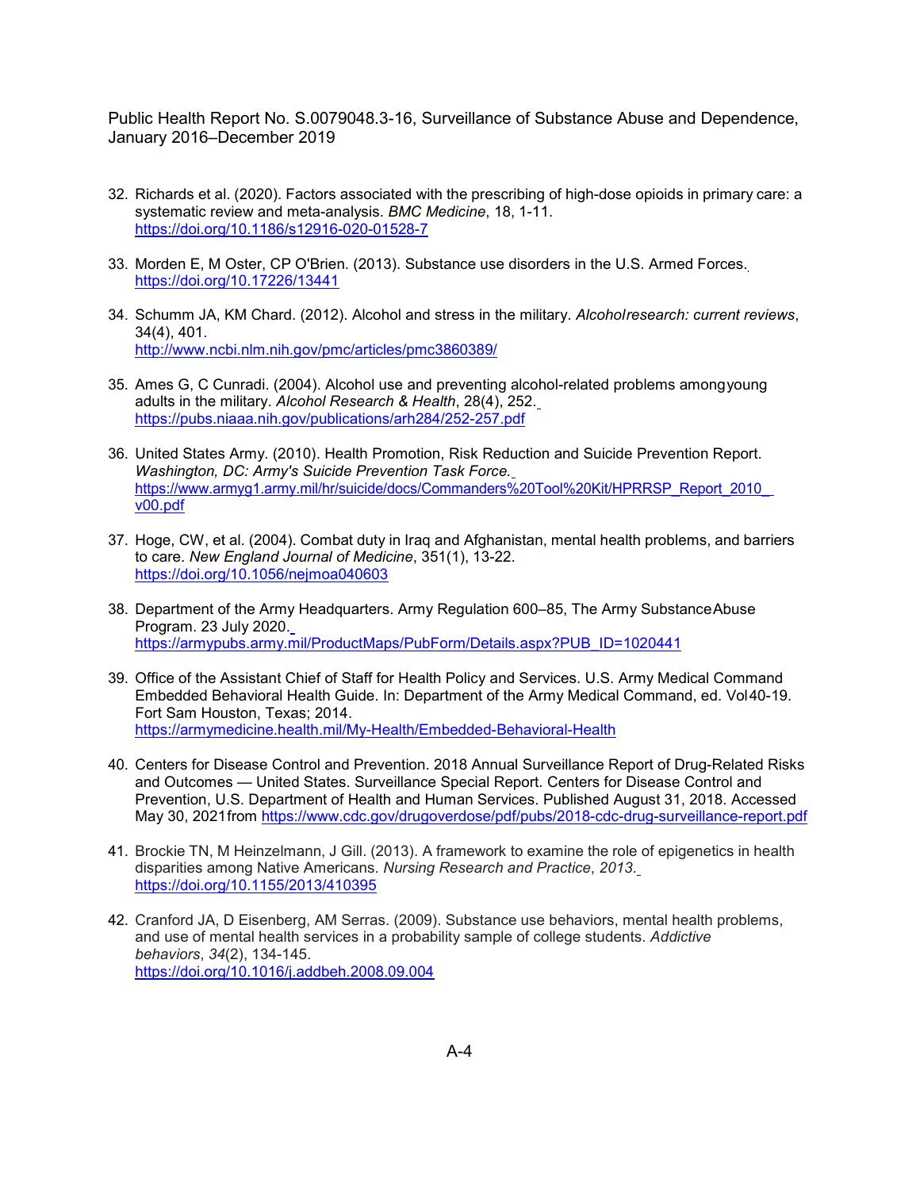32. Richards et al. (2020). Factors associated with the prescribing of high-dose opioids in primary care: a systematic review and meta-analysis. *BMC Medicine*, 18, 1-11. https://doi.org/10.1186/s12916-020-01528-7

33. Morden E, M Oster, CP O'Brien. (2013). Substance use disorders in the U.S. Armed Forces. https://doi.org/10.17226/13441

34. Schumm JA, KM Chard. (2012). Alcohol and stress in the military. *Alcoholresearch: current reviews*, 34(4), 401. http://www.ncbi.nlm.nih.gov/pmc/articles/pmc3860389/

35. Ames G, C Cunradi. (2004). Alcohol use and preventing alcohol-related problems amongyoung adults in the military. *Alcohol Research & Health*, 28(4), 252. https://pubs.niaaa.nih.gov/publications/arh284/252-257.pdf

36. United States Army. (2010). Health Promotion, Risk Reduction and Suicide Prevention Report. *Washington, DC: Army's Suicide Prevention Task Force.* https://www.armyg1.army.mil/hr/suicide/docs/Commanders%20Tool%20Kit/HPRRSP_Report_2010_v00.pdf

37. Hoge, CW, et al. (2004). Combat duty in Iraq and Afghanistan, mental health problems, and barriers to care. *New England Journal of Medicine*, 351(1), 13-22. https://doi.org/10.1056/nejmoa040603

38. Department of the Army Headquarters. Army Regulation 600–85, The Army SubstanceAbuse Program. 23 July 2020. https://armypubs.army.mil/ProductMaps/PubForm/Details.aspx?PUB_ID=1020441

39. Office of the Assistant Chief of Staff for Health Policy and Services. U.S. Army Medical Command Embedded Behavioral Health Guide. In: Department of the Army Medical Command, ed. Vol40-19. Fort Sam Houston, Texas; 2014. https://armymedicine.health.mil/My-Health/Embedded-Behavioral-Health

40. Centers for Disease Control and Prevention. 2018 Annual Surveillance Report of Drug-Related Risks and Outcomes — United States. Surveillance Special Report. Centers for Disease Control and Prevention, U.S. Department of Health and Human Services. Published August 31, 2018. Accessed May 30, 2021from https://www.cdc.gov/drugoverdose/pdf/pubs/2018-cdc-drug-surveillance-report.pdf

41. Brockie TN, M Heinzelmann, J Gill. (2013). A framework to examine the role of epigenetics in health disparities among Native Americans. *Nursing Research and Practice*, *2013*. https://doi.org/10.1155/2013/410395

42. Cranford JA, D Eisenberg, AM Serras. (2009). Substance use behaviors, mental health problems, and use of mental health services in a probability sample of college students. *Addictive behaviors*, *34*(2), 134-145. https://doi.org/10.1016/j.addbeh.2008.09.004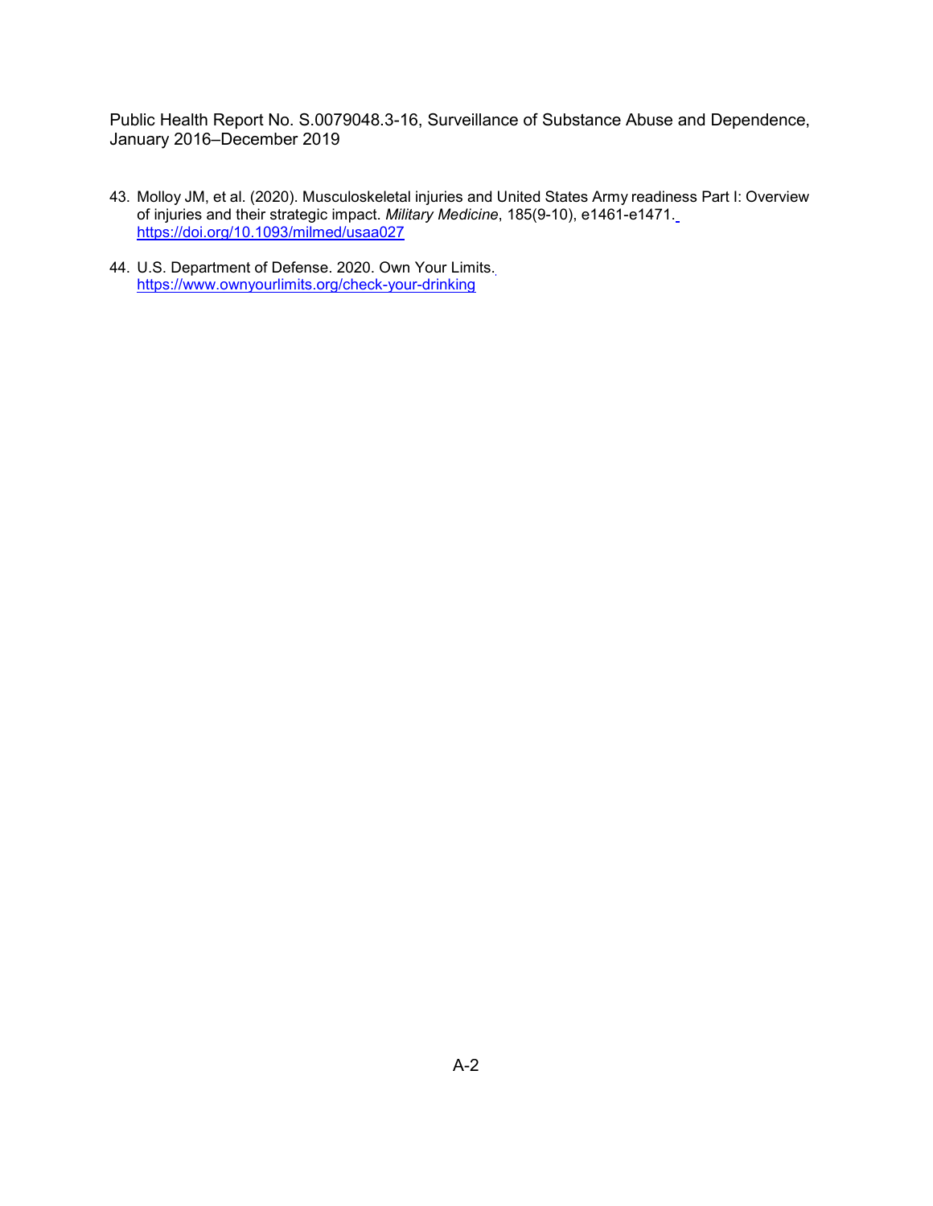43. Molloy JM, et al. (2020). Musculoskeletal injuries and United States Army readiness Part I: Overview of injuries and their strategic impact. *Military Medicine*, 185(9-10), e1461-e1471. https://doi.org/10.1093/milmed/usaa027

44. U.S. Department of Defense. 2020. Own Your Limits. https://www.ownyourlimits.org/check-your-drinking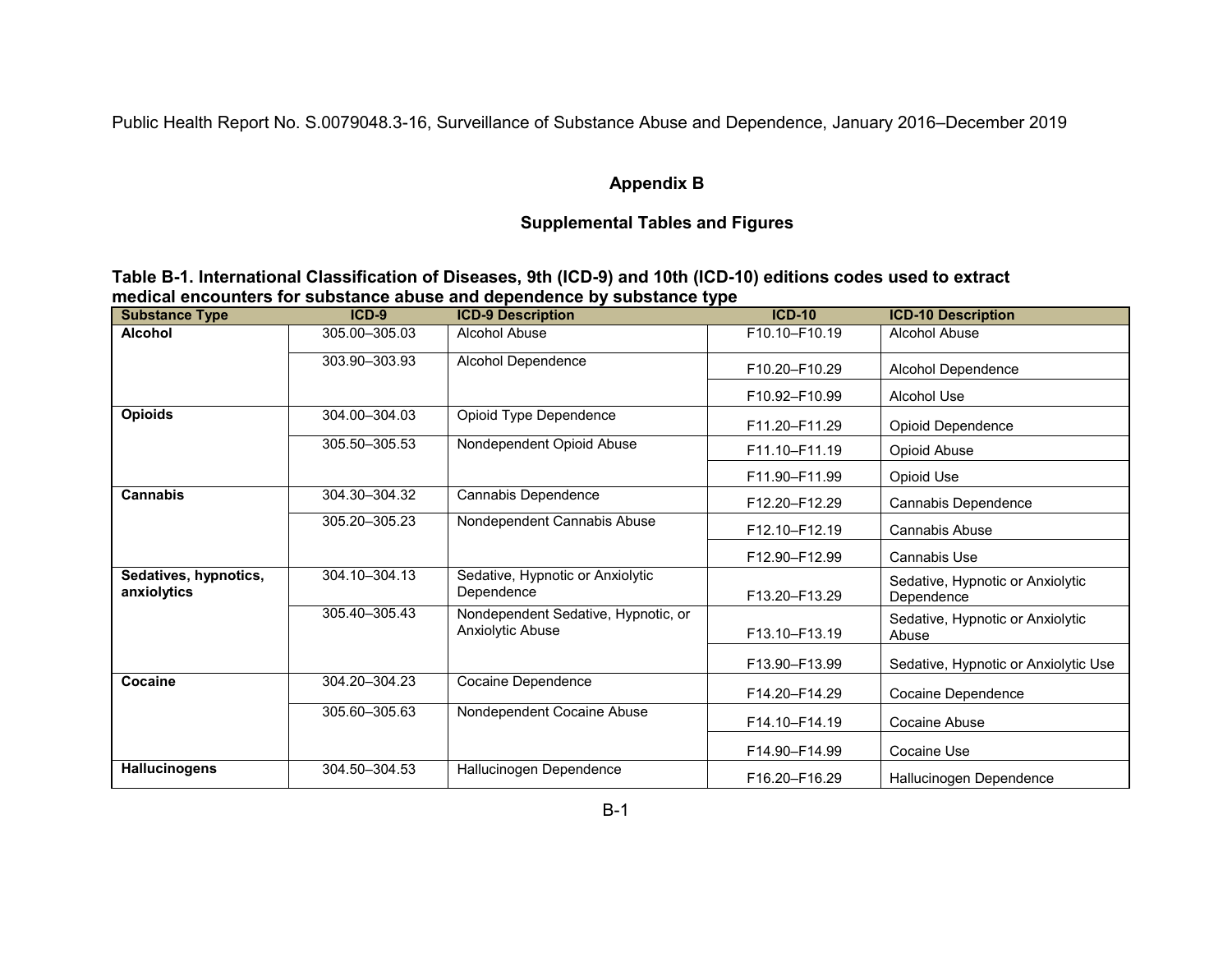## Appendix B

## Supplemental Tables and Figures

**Table B-1. International Classification of Diseases, 9th (ICD-9) and 10th (ICD-10) editions codes used to extract medical encounters for substance abuse and dependence by substance type**

| Substance Type | ICD-9 | ICD-9 Description | ICD-10 | ICD-10 Description |
|---|---|---|---|---|
| **Alcohol** | 305.00–305.03 | Alcohol Abuse | F10.10–F10.19 | Alcohol Abuse |
| | 303.90–303.93 | Alcohol Dependence | F10.20–F10.29 | Alcohol Dependence |
| | | | F10.92–F10.99 | Alcohol Use |
| **Opioids** | 304.00–304.03 | Opioid Type Dependence | F11.20–F11.29 | Opioid Dependence |
| | 305.50–305.53 | Nondependent Opioid Abuse | F11.10–F11.19 | Opioid Abuse |
| | | | F11.90–F11.99 | Opioid Use |
| **Cannabis** | 304.30–304.32 | Cannabis Dependence | F12.20–F12.29 | Cannabis Dependence |
| | 305.20–305.23 | Nondependent Cannabis Abuse | F12.10–F12.19 | Cannabis Abuse |
| | | | F12.90–F12.99 | Cannabis Use |
| **Sedatives, hypnotics, anxiolytics** | 304.10–304.13 | Sedative, Hypnotic or Anxiolytic Dependence | F13.20–F13.29 | Sedative, Hypnotic or Anxiolytic Dependence |
| | 305.40–305.43 | Nondependent Sedative, Hypnotic, or Anxiolytic Abuse | F13.10–F13.19 | Sedative, Hypnotic or Anxiolytic Abuse |
| | | | F13.90–F13.99 | Sedative, Hypnotic or Anxiolytic Use |
| **Cocaine** | 304.20–304.23 | Cocaine Dependence | F14.20–F14.29 | Cocaine Dependence |
| | 305.60–305.63 | Nondependent Cocaine Abuse | F14.10–F14.19 | Cocaine Abuse |
| | | | F14.90–F14.99 | Cocaine Use |
| **Hallucinogens** | 304.50–304.53 | Hallucinogen Dependence | F16.20–F16.29 | Hallucinogen Dependence |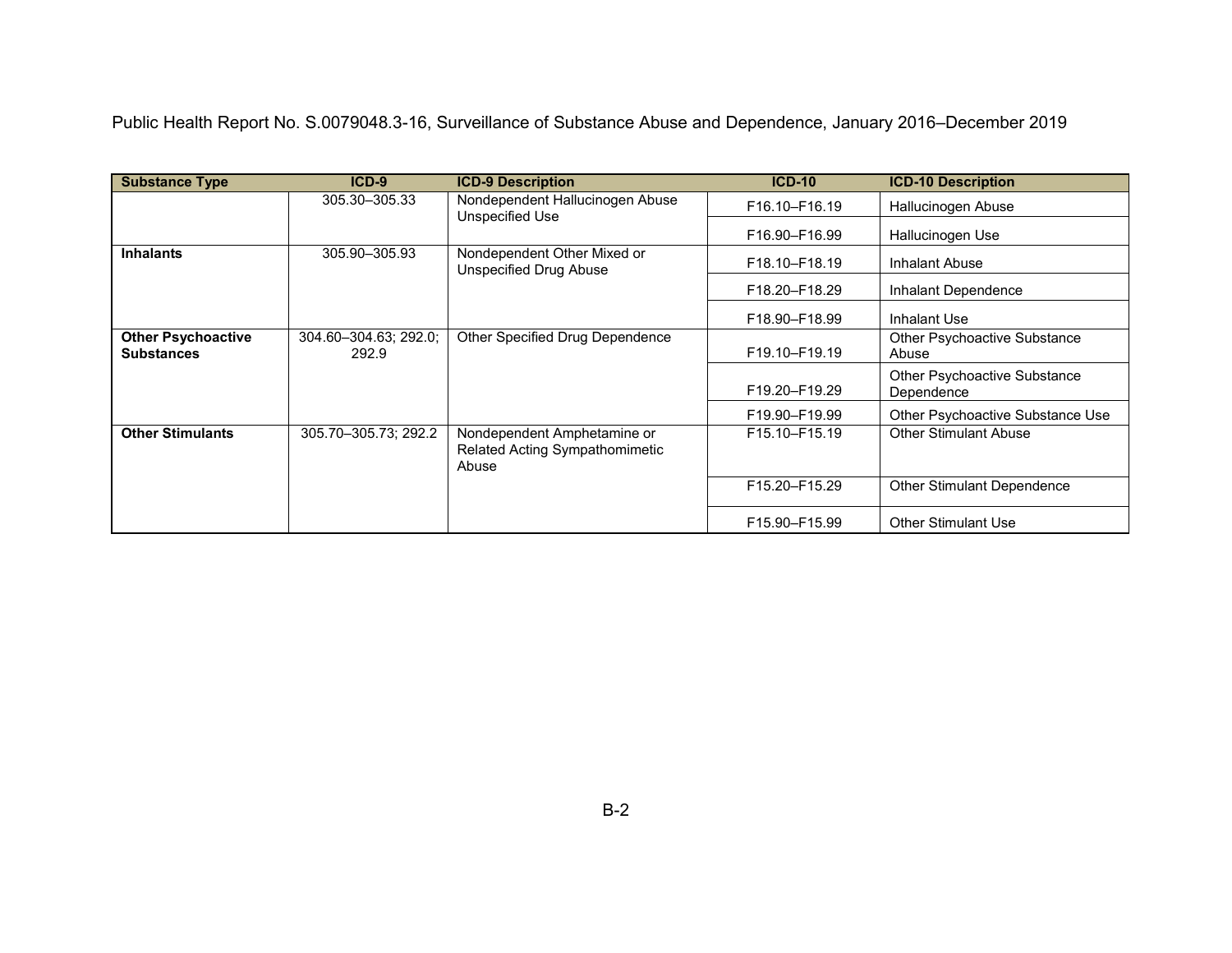| Substance Type | ICD-9 | ICD-9 Description | ICD-10 | ICD-10 Description |
|---|---|---|---|---|
| | 305.30–305.33 | Nondependent Hallucinogen Abuse Unspecified Use | F16.10–F16.19 | Hallucinogen Abuse |
| | | | F16.90–F16.99 | Hallucinogen Use |
| **Inhalants** | 305.90–305.93 | Nondependent Other Mixed or Unspecified Drug Abuse | F18.10–F18.19 | Inhalant Abuse |
| | | | F18.20–F18.29 | Inhalant Dependence |
| | | | F18.90–F18.99 | Inhalant Use |
| **Other Psychoactive Substances** | 304.60–304.63; 292.0; 292.9 | Other Specified Drug Dependence | F19.10–F19.19 | Other Psychoactive Substance Abuse |
| | | | F19.20–F19.29 | Other Psychoactive Substance Dependence |
| | | | F19.90–F19.99 | Other Psychoactive Substance Use |
| **Other Stimulants** | 305.70–305.73; 292.2 | Nondependent Amphetamine or Related Acting Sympathomimetic Abuse | F15.10–F15.19 | Other Stimulant Abuse |
| | | | F15.20–F15.29 | Other Stimulant Dependence |
| | | | F15.90–F15.99 | Other Stimulant Use |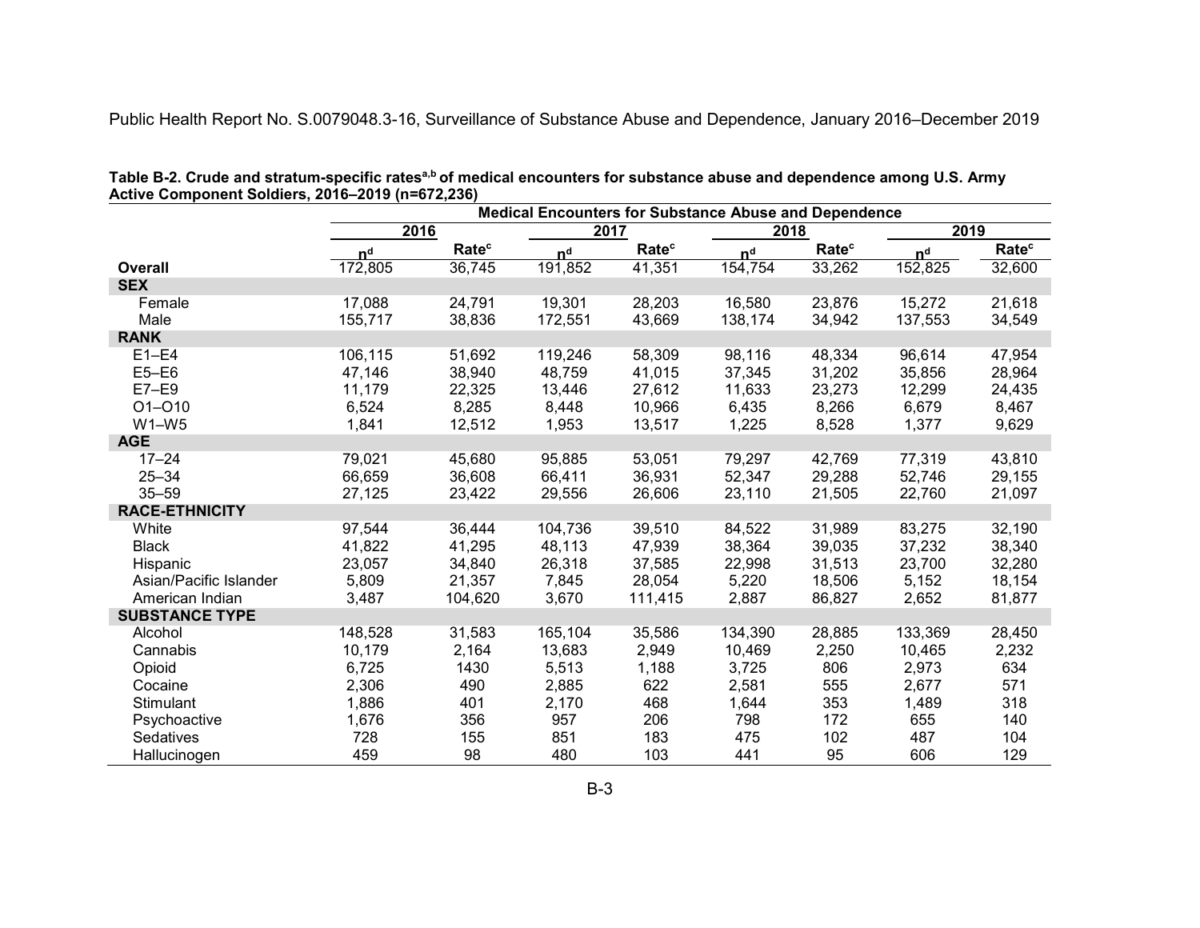**Table B-2. Crude and stratum-specific rates[a,b] of medical encounters for substance abuse and dependence among U.S. Army Active Component Soldiers, 2016–2019 (n=672,236)**

| | Medical Encounters for Substance Abuse and Dependence | | | | | | | |
|---|---|---|---|---|---|---|---|---|
| | 2016 | | 2017 | | 2018 | | 2019 | |
| | n[d] | Rate[c] | n[d] | Rate[c] | n[d] | Rate[c] | n[d] | Rate[c] |
| **Overall** | 172,805 | 36,745 | 191,852 | 41,351 | 154,754 | 33,262 | 152,825 | 32,600 |
| **SEX** | | | | | | | | |
| Female | 17,088 | 24,791 | 19,301 | 28,203 | 16,580 | 23,876 | 15,272 | 21,618 |
| Male | 155,717 | 38,836 | 172,551 | 43,669 | 138,174 | 34,942 | 137,553 | 34,549 |
| **RANK** | | | | | | | | |
| E1–E4 | 106,115 | 51,692 | 119,246 | 58,309 | 98,116 | 48,334 | 96,614 | 47,954 |
| E5–E6 | 47,146 | 38,940 | 48,759 | 41,015 | 37,345 | 31,202 | 35,856 | 28,964 |
| E7–E9 | 11,179 | 22,325 | 13,446 | 27,612 | 11,633 | 23,273 | 12,299 | 24,435 |
| O1–O10 | 6,524 | 8,285 | 8,448 | 10,966 | 6,435 | 8,266 | 6,679 | 8,467 |
| W1–W5 | 1,841 | 12,512 | 1,953 | 13,517 | 1,225 | 8,528 | 1,377 | 9,629 |
| **AGE** | | | | | | | | |
| 17–24 | 79,021 | 45,680 | 95,885 | 53,051 | 79,297 | 42,769 | 77,319 | 43,810 |
| 25–34 | 66,659 | 36,608 | 66,411 | 36,931 | 52,347 | 29,288 | 52,746 | 29,155 |
| 35–59 | 27,125 | 23,422 | 29,556 | 26,606 | 23,110 | 21,505 | 22,760 | 21,097 |
| **RACE-ETHNICITY** | | | | | | | | |
| White | 97,544 | 36,444 | 104,736 | 39,510 | 84,522 | 31,989 | 83,275 | 32,190 |
| Black | 41,822 | 41,295 | 48,113 | 47,939 | 38,364 | 39,035 | 37,232 | 38,340 |
| Hispanic | 23,057 | 34,840 | 26,318 | 37,585 | 22,998 | 31,513 | 23,700 | 32,280 |
| Asian/Pacific Islander | 5,809 | 21,357 | 7,845 | 28,054 | 5,220 | 18,506 | 5,152 | 18,154 |
| American Indian | 3,487 | 104,620 | 3,670 | 111,415 | 2,887 | 86,827 | 2,652 | 81,877 |
| **SUBSTANCE TYPE** | | | | | | | | |
| Alcohol | 148,528 | 31,583 | 165,104 | 35,586 | 134,390 | 28,885 | 133,369 | 28,450 |
| Cannabis | 10,179 | 2,164 | 13,683 | 2,949 | 10,469 | 2,250 | 10,465 | 2,232 |
| Opioid | 6,725 | 1430 | 5,513 | 1,188 | 3,725 | 806 | 2,973 | 634 |
| Cocaine | 2,306 | 490 | 2,885 | 622 | 2,581 | 555 | 2,677 | 571 |
| Stimulant | 1,886 | 401 | 2,170 | 468 | 1,644 | 353 | 1,489 | 318 |
| Psychoactive | 1,676 | 356 | 957 | 206 | 798 | 172 | 655 | 140 |
| Sedatives | 728 | 155 | 851 | 183 | 475 | 102 | 487 | 104 |
| Hallucinogen | 459 | 98 | 480 | 103 | 441 | 95 | 606 | 129 |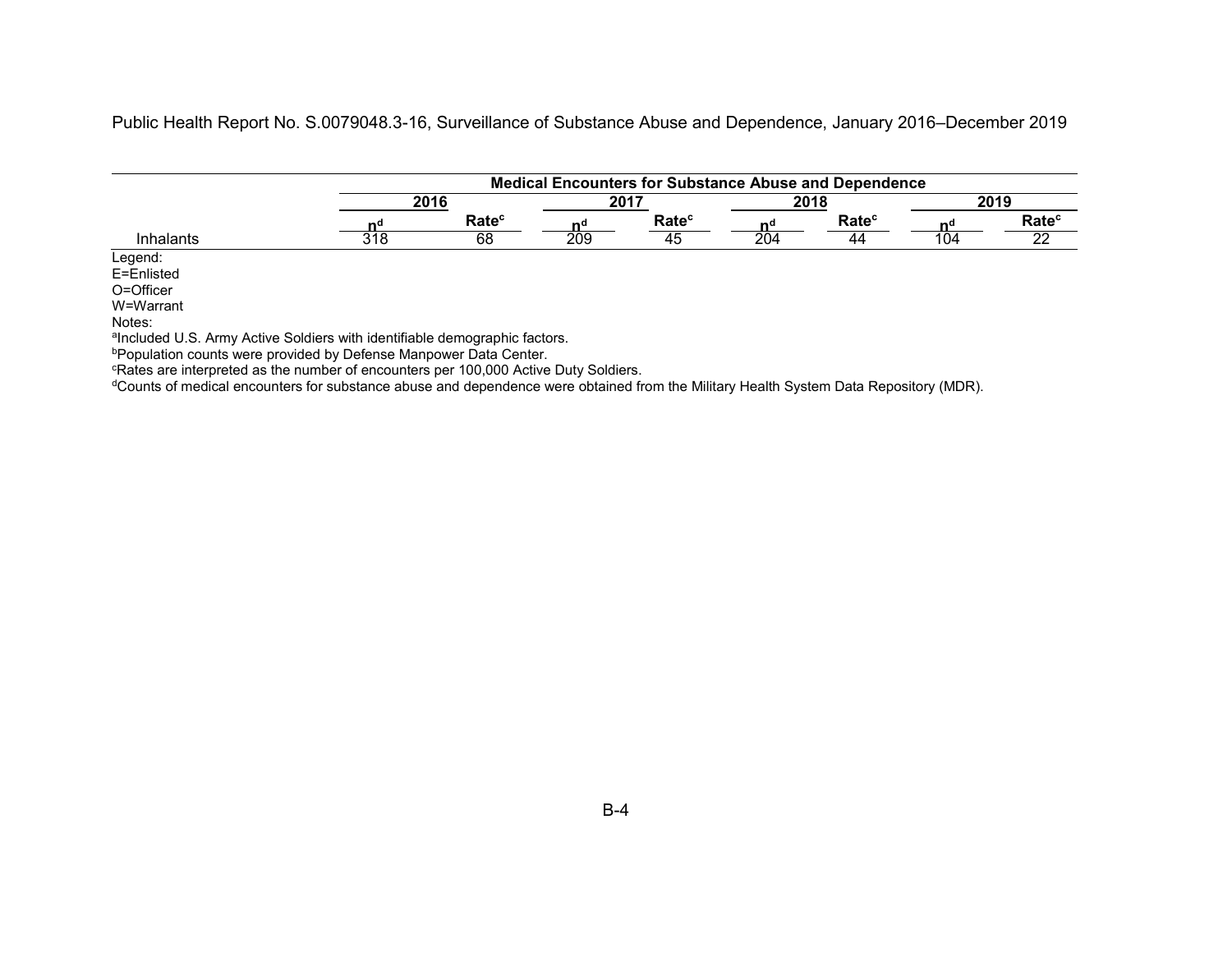| | Medical Encounters for Substance Abuse and Dependence | | | | | | | |
|---|---|---|---|---|---|---|---|---|
| | 2016 | | 2017 | | 2018 | | 2019 | |
| | n[d] | Rate[c] | n[d] | Rate[c] | n[d] | Rate[c] | n[d] | Rate[c] |
| Inhalants | 318 | 68 | 209 | 45 | 204 | 44 | 104 | 22 |

Legend:
E=Enlisted
O=Officer
W=Warrant

Notes:
[a]Included U.S. Army Active Soldiers with identifiable demographic factors.
[b]Population counts were provided by Defense Manpower Data Center.
[c]Rates are interpreted as the number of encounters per 100,000 Active Duty Soldiers.
[d]Counts of medical encounters for substance abuse and dependence were obtained from the Military Health System Data Repository (MDR).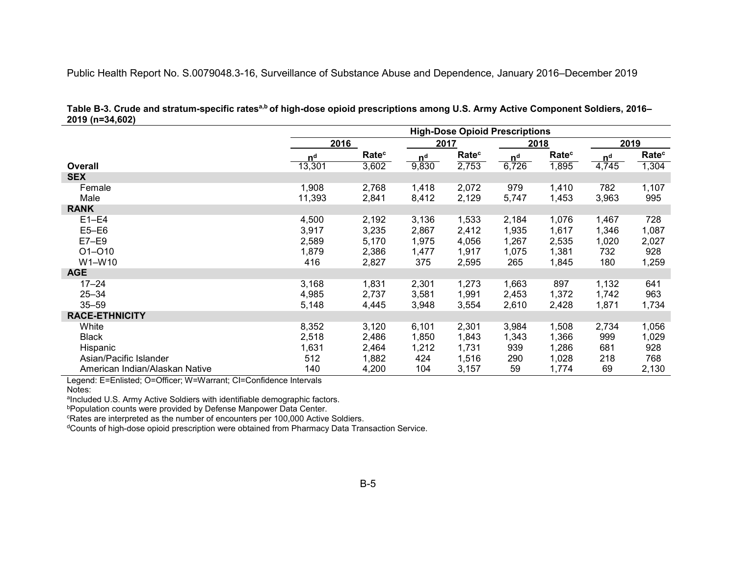**Table B-3. Crude and stratum-specific rates[a,b] of high-dose opioid prescriptions among U.S. Army Active Component Soldiers, 2016–2019 (n=34,602)**

| | High-Dose Opioid Prescriptions | | | | | | | |
|---|---|---|---|---|---|---|---|---|
| | 2016 | | 2017 | | 2018 | | 2019 | |
| | n[d] | Rate[c] | n[d] | Rate[c] | n[d] | Rate[c] | n[d] | Rate[c] |
| **Overall** | 13,301 | 3,602 | 9,830 | 2,753 | 6,726 | 1,895 | 4,745 | 1,304 |
| **SEX** | | | | | | | | |
| Female | 1,908 | 2,768 | 1,418 | 2,072 | 979 | 1,410 | 782 | 1,107 |
| Male | 11,393 | 2,841 | 8,412 | 2,129 | 5,747 | 1,453 | 3,963 | 995 |
| **RANK** | | | | | | | | |
| E1–E4 | 4,500 | 2,192 | 3,136 | 1,533 | 2,184 | 1,076 | 1,467 | 728 |
| E5–E6 | 3,917 | 3,235 | 2,867 | 2,412 | 1,935 | 1,617 | 1,346 | 1,087 |
| E7–E9 | 2,589 | 5,170 | 1,975 | 4,056 | 1,267 | 2,535 | 1,020 | 2,027 |
| O1–O10 | 1,879 | 2,386 | 1,477 | 1,917 | 1,075 | 1,381 | 732 | 928 |
| W1–W10 | 416 | 2,827 | 375 | 2,595 | 265 | 1,845 | 180 | 1,259 |
| **AGE** | | | | | | | | |
| 17–24 | 3,168 | 1,831 | 2,301 | 1,273 | 1,663 | 897 | 1,132 | 641 |
| 25–34 | 4,985 | 2,737 | 3,581 | 1,991 | 2,453 | 1,372 | 1,742 | 963 |
| 35–59 | 5,148 | 4,445 | 3,948 | 3,554 | 2,610 | 2,428 | 1,871 | 1,734 |
| **RACE-ETHNICITY** | | | | | | | | |
| White | 8,352 | 3,120 | 6,101 | 2,301 | 3,984 | 1,508 | 2,734 | 1,056 |
| Black | 2,518 | 2,486 | 1,850 | 1,843 | 1,343 | 1,366 | 999 | 1,029 |
| Hispanic | 1,631 | 2,464 | 1,212 | 1,731 | 939 | 1,286 | 681 | 928 |
| Asian/Pacific Islander | 512 | 1,882 | 424 | 1,516 | 290 | 1,028 | 218 | 768 |
| American Indian/Alaskan Native | 140 | 4,200 | 104 | 3,157 | 59 | 1,774 | 69 | 2,130 |

Legend: E=Enlisted; O=Officer; W=Warrant; CI=Confidence Intervals

Notes:

[a]Included U.S. Army Active Soldiers with identifiable demographic factors.

[b]Population counts were provided by Defense Manpower Data Center.

[c]Rates are interpreted as the number of encounters per 100,000 Active Soldiers.

[d]Counts of high-dose opioid prescription were obtained from Pharmacy Data Transaction Service.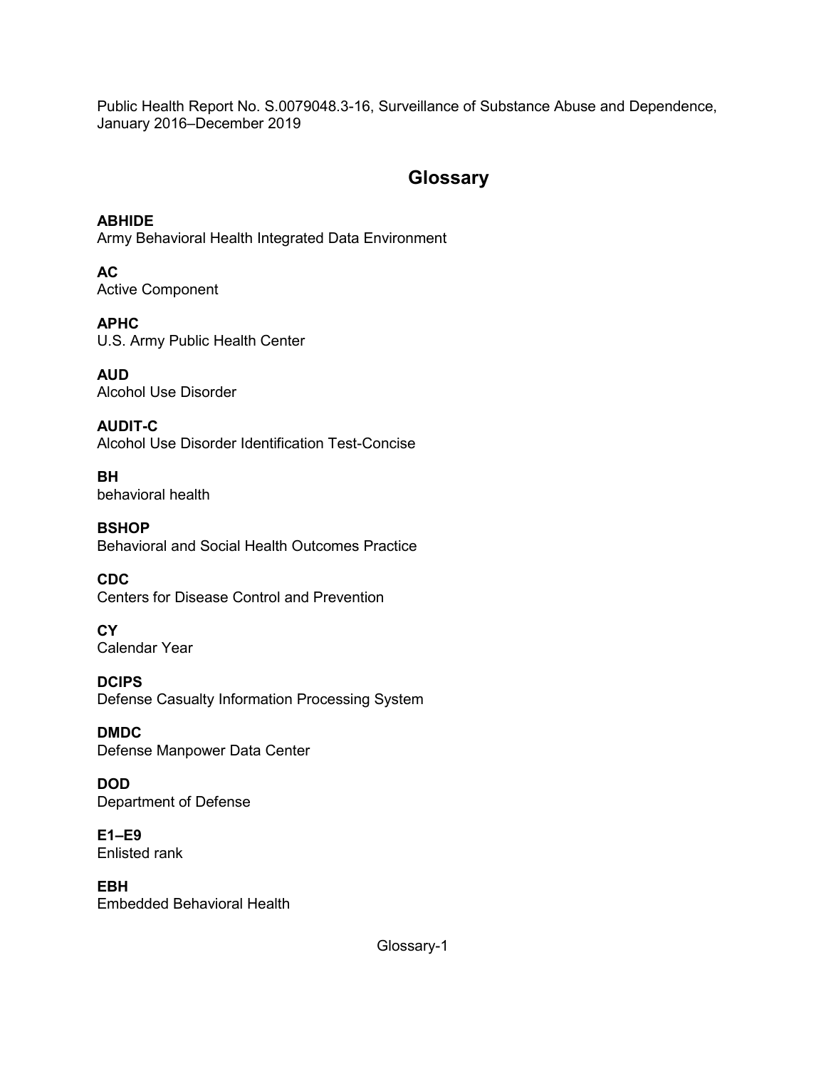## Glossary

**ABHIDE**
Army Behavioral Health Integrated Data Environment

**AC**
Active Component

**APHC**
U.S. Army Public Health Center

**AUD**
Alcohol Use Disorder

**AUDIT-C**
Alcohol Use Disorder Identification Test-Concise

**BH**
behavioral health

**BSHOP**
Behavioral and Social Health Outcomes Practice

**CDC**
Centers for Disease Control and Prevention

**CY**
Calendar Year

**DCIPS**
Defense Casualty Information Processing System

**DMDC**
Defense Manpower Data Center

**DOD**
Department of Defense

**E1–E9**
Enlisted rank

**EBH**
Embedded Behavioral Health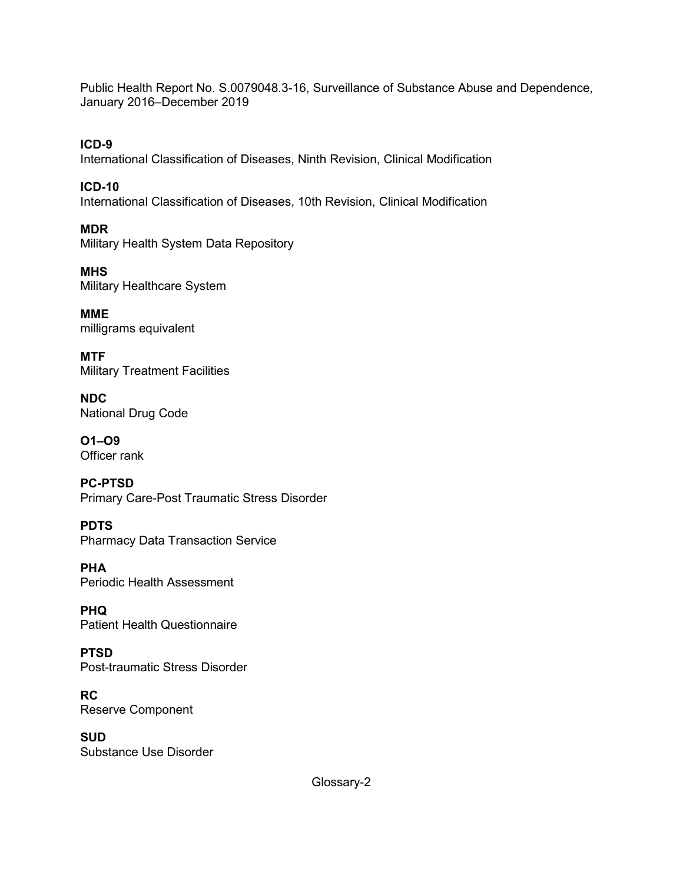**ICD-9**
International Classification of Diseases, Ninth Revision, Clinical Modification

**ICD-10**
International Classification of Diseases, 10th Revision, Clinical Modification

**MDR**
Military Health System Data Repository

**MHS**
Military Healthcare System

**MME**
milligrams equivalent

**MTF**
Military Treatment Facilities

**NDC**
National Drug Code

**O1–O9**
Officer rank

**PC-PTSD**
Primary Care-Post Traumatic Stress Disorder

**PDTS**
Pharmacy Data Transaction Service

**PHA**
Periodic Health Assessment

**PHQ**
Patient Health Questionnaire

**PTSD**
Post-traumatic Stress Disorder

**RC**
Reserve Component

**SUD**
Substance Use Disorder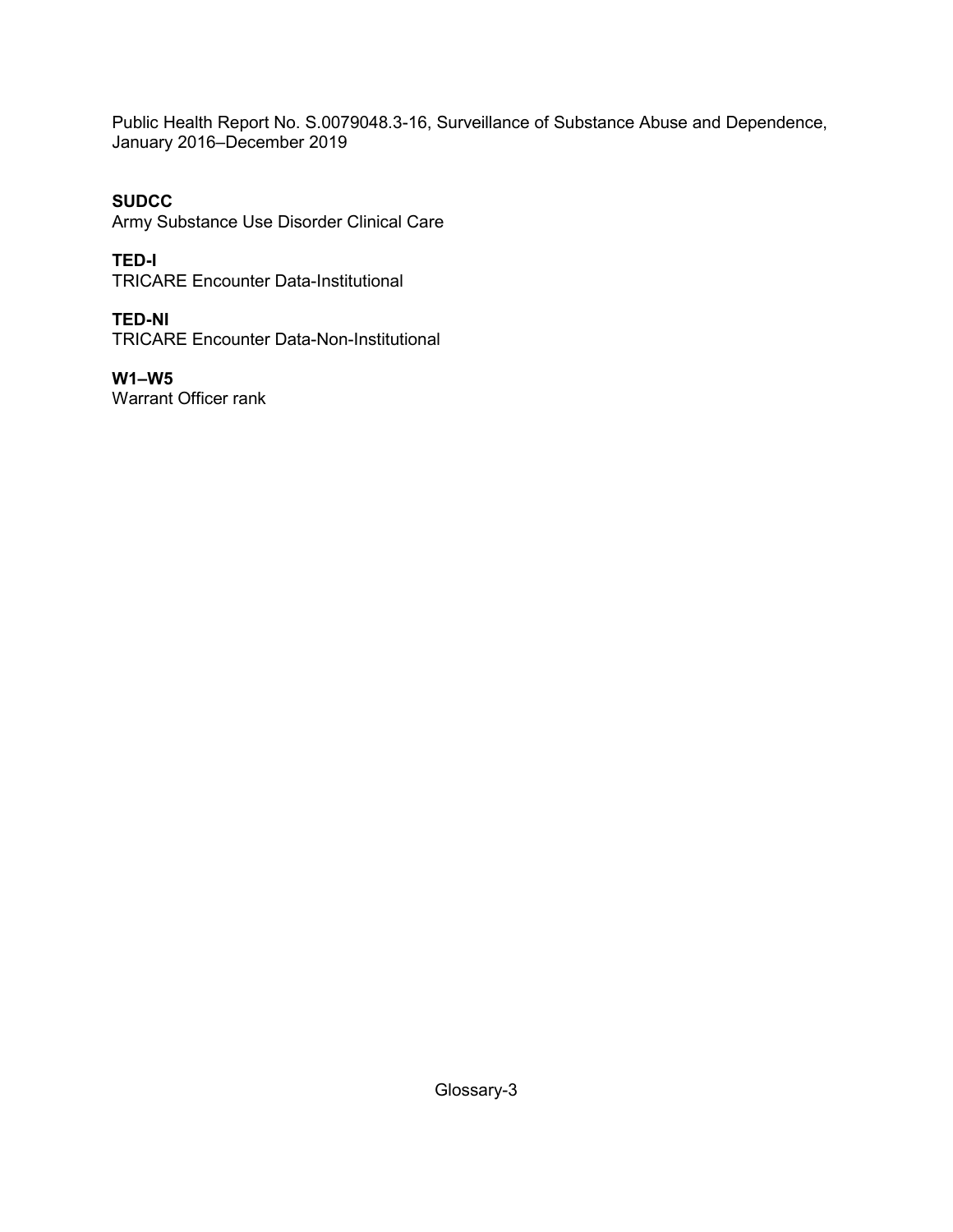**SUDCC**
Army Substance Use Disorder Clinical Care

**TED-I**
TRICARE Encounter Data-Institutional

**TED-NI**
TRICARE Encounter Data-Non-Institutional

**W1–W5**
Warrant Officer rank